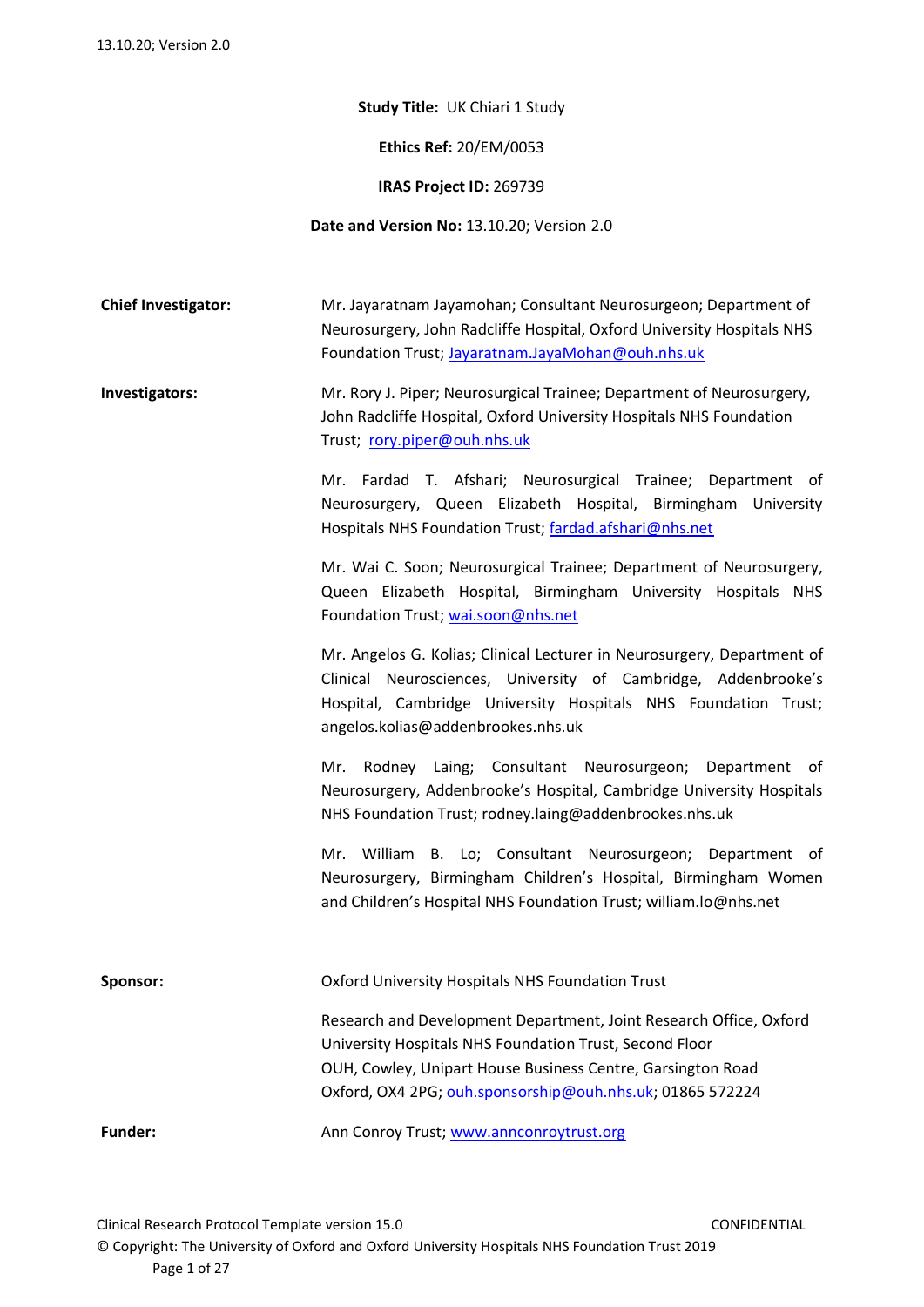**Study Title:** UK Chiari 1 Study

**Ethics Ref:** 20/EM/0053

**IRAS Project ID:** 269739

**Date and Version No:** 13.10.20; Version 2.0

| | |
|---|---|
| **Chief Investigator:** | Mr. Jayaratnam Jayamohan; Consultant Neurosurgeon; Department of Neurosurgery, John Radcliffe Hospital, Oxford University Hospitals NHS Foundation Trust; Jayaratnam.JayaMohan@ouh.nhs.uk |
| **Investigators:** | Mr. Rory J. Piper; Neurosurgical Trainee; Department of Neurosurgery, John Radcliffe Hospital, Oxford University Hospitals NHS Foundation Trust; rory.piper@ouh.nhs.uk |
| | Mr. Fardad T. Afshari; Neurosurgical Trainee; Department of Neurosurgery, Queen Elizabeth Hospital, Birmingham University Hospitals NHS Foundation Trust; fardad.afshari@nhs.net |
| | Mr. Wai C. Soon; Neurosurgical Trainee; Department of Neurosurgery, Queen Elizabeth Hospital, Birmingham University Hospitals NHS Foundation Trust; wai.soon@nhs.net |
| | Mr. Angelos G. Kolias; Clinical Lecturer in Neurosurgery, Department of Clinical Neurosciences, University of Cambridge, Addenbrooke's Hospital, Cambridge University Hospitals NHS Foundation Trust; angelos.kolias@addenbrookes.nhs.uk |
| | Mr. Rodney Laing; Consultant Neurosurgeon; Department of Neurosurgery, Addenbrooke's Hospital, Cambridge University Hospitals NHS Foundation Trust; rodney.laing@addenbrookes.nhs.uk |
| | Mr. William B. Lo; Consultant Neurosurgeon; Department of Neurosurgery, Birmingham Children's Hospital, Birmingham Women and Children's Hospital NHS Foundation Trust; william.lo@nhs.net |
| **Sponsor:** | Oxford University Hospitals NHS Foundation Trust |
| | Research and Development Department, Joint Research Office, Oxford University Hospitals NHS Foundation Trust, Second Floor OUH, Cowley, Unipart House Business Centre, Garsington Road Oxford, OX4 2PG; ouh.sponsorship@ouh.nhs.uk; 01865 572224 |
| **Funder:** | Ann Conroy Trust; www.annconroytrust.org |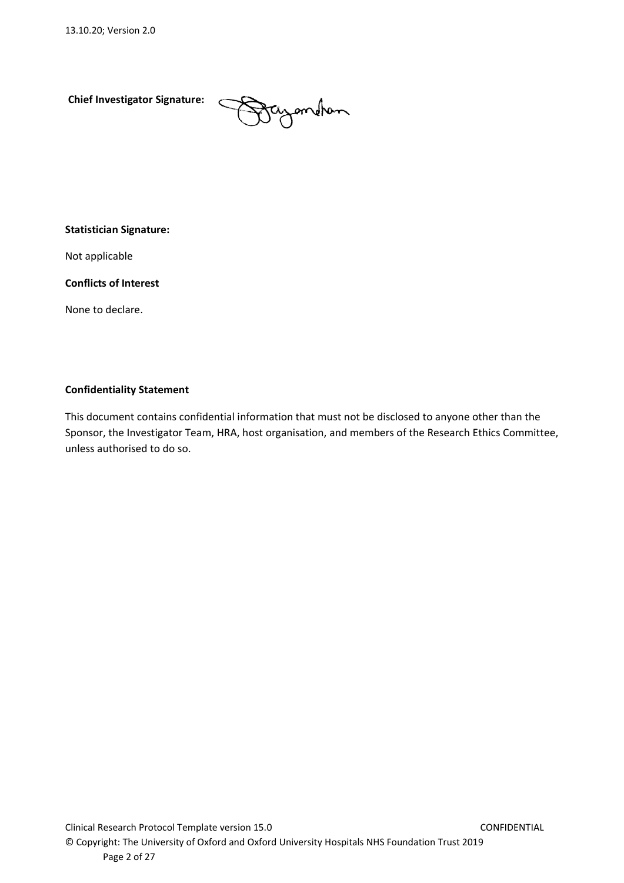**Chief Investigator Signature:**

**Statistician Signature:**

Not applicable

**Conflicts of Interest**

None to declare.

**Confidentiality Statement**

This document contains confidential information that must not be disclosed to anyone other than the Sponsor, the Investigator Team, HRA, host organisation, and members of the Research Ethics Committee, unless authorised to do so.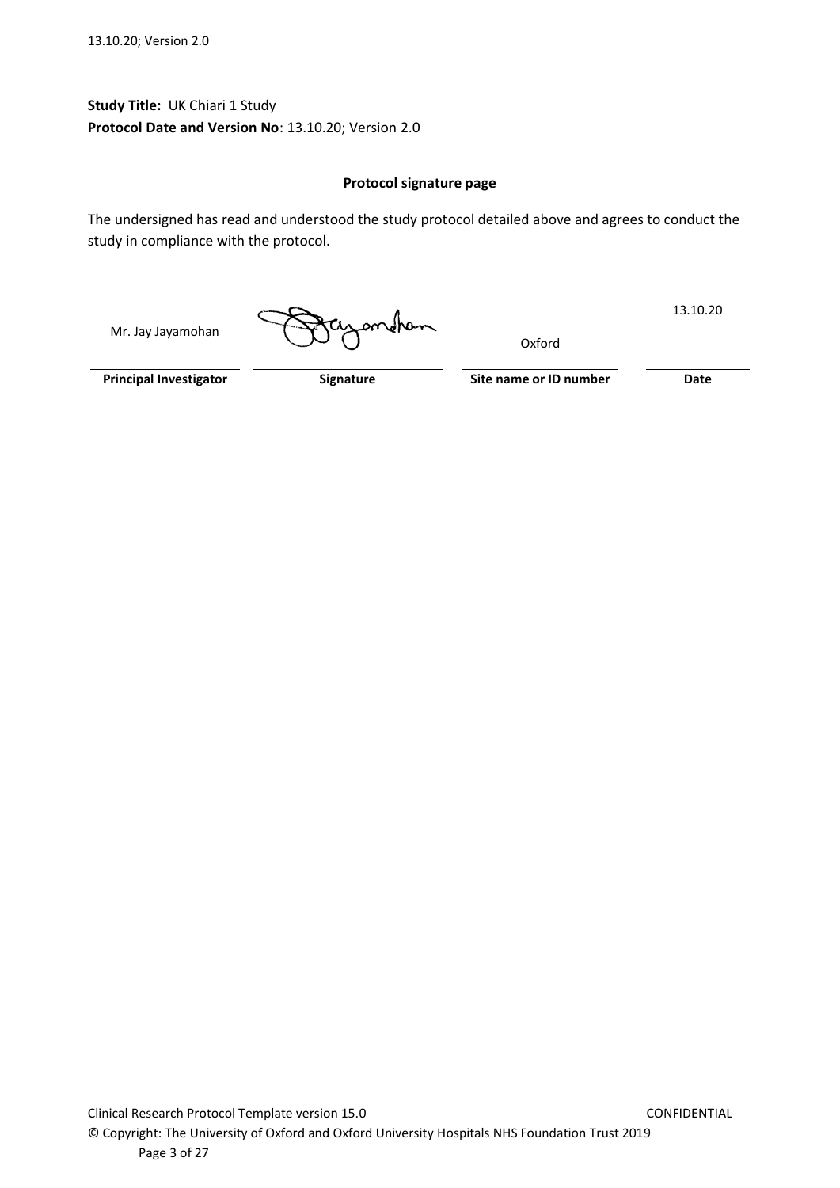**Study Title:** UK Chiari 1 Study
**Protocol Date and Version No**: 13.10.20; Version 2.0

**Protocol signature page**

The undersigned has read and understood the study protocol detailed above and agrees to conduct the study in compliance with the protocol.

| Mr. Jay Jayamohan | Jayamohan | Oxford | 13.10.20 |
|---|---|---|---|
| **Principal Investigator** | **Signature** | **Site name or ID number** | **Date** |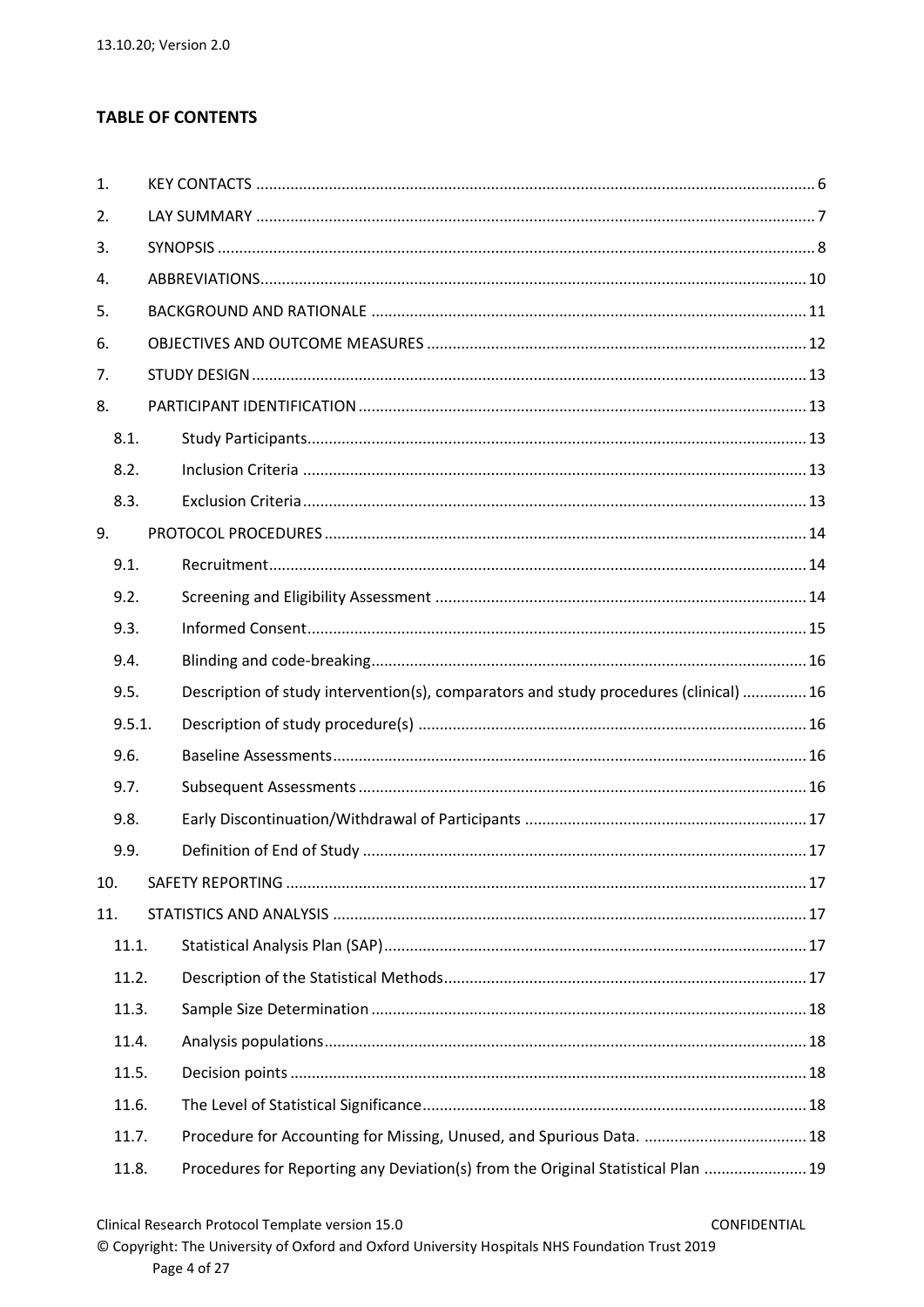## TABLE OF CONTENTS

1. KEY CONTACTS ..... 6
2. LAY SUMMARY ..... 7
3. SYNOPSIS ..... 8
4. ABBREVIATIONS ..... 10
5. BACKGROUND AND RATIONALE ..... 11
6. OBJECTIVES AND OUTCOME MEASURES ..... 12
7. STUDY DESIGN ..... 13
8. PARTICIPANT IDENTIFICATION ..... 13
   - 8.1. Study Participants ..... 13
   - 8.2. Inclusion Criteria ..... 13
   - 8.3. Exclusion Criteria ..... 13
9. PROTOCOL PROCEDURES ..... 14
   - 9.1. Recruitment ..... 14
   - 9.2. Screening and Eligibility Assessment ..... 14
   - 9.3. Informed Consent ..... 15
   - 9.4. Blinding and code-breaking ..... 16
   - 9.5. Description of study intervention(s), comparators and study procedures (clinical) ..... 16
   - 9.5.1. Description of study procedure(s) ..... 16
   - 9.6. Baseline Assessments ..... 16
   - 9.7. Subsequent Assessments ..... 16
   - 9.8. Early Discontinuation/Withdrawal of Participants ..... 17
   - 9.9. Definition of End of Study ..... 17
10. SAFETY REPORTING ..... 17
11. STATISTICS AND ANALYSIS ..... 17
    - 11.1. Statistical Analysis Plan (SAP) ..... 17
    - 11.2. Description of the Statistical Methods ..... 17
    - 11.3. Sample Size Determination ..... 18
    - 11.4. Analysis populations ..... 18
    - 11.5. Decision points ..... 18
    - 11.6. The Level of Statistical Significance ..... 18
    - 11.7. Procedure for Accounting for Missing, Unused, and Spurious Data. ..... 18
    - 11.8. Procedures for Reporting any Deviation(s) from the Original Statistical Plan ..... 19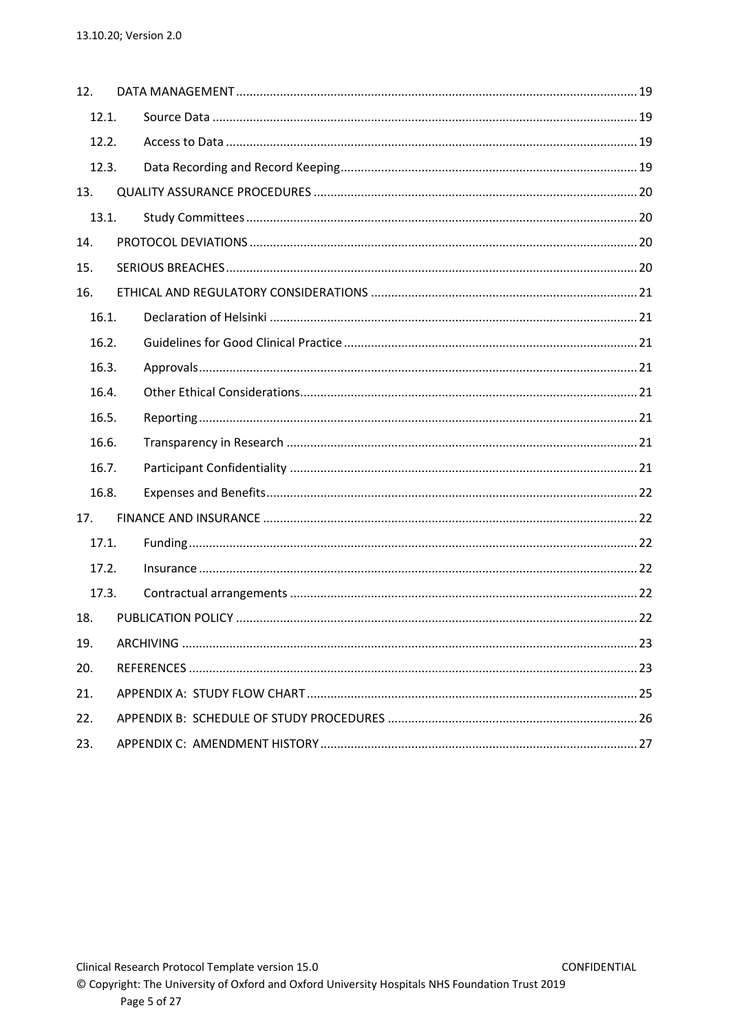| | | |
|---|---|---|
| 12. | DATA MANAGEMENT | 19 |
| 12.1. | Source Data | 19 |
| 12.2. | Access to Data | 19 |
| 12.3. | Data Recording and Record Keeping | 19 |
| 13. | QUALITY ASSURANCE PROCEDURES | 20 |
| 13.1. | Study Committees | 20 |
| 14. | PROTOCOL DEVIATIONS | 20 |
| 15. | SERIOUS BREACHES | 20 |
| 16. | ETHICAL AND REGULATORY CONSIDERATIONS | 21 |
| 16.1. | Declaration of Helsinki | 21 |
| 16.2. | Guidelines for Good Clinical Practice | 21 |
| 16.3. | Approvals | 21 |
| 16.4. | Other Ethical Considerations | 21 |
| 16.5. | Reporting | 21 |
| 16.6. | Transparency in Research | 21 |
| 16.7. | Participant Confidentiality | 21 |
| 16.8. | Expenses and Benefits | 22 |
| 17. | FINANCE AND INSURANCE | 22 |
| 17.1. | Funding | 22 |
| 17.2. | Insurance | 22 |
| 17.3. | Contractual arrangements | 22 |
| 18. | PUBLICATION POLICY | 22 |
| 19. | ARCHIVING | 23 |
| 20. | REFERENCES | 23 |
| 21. | APPENDIX A: STUDY FLOW CHART | 25 |
| 22. | APPENDIX B: SCHEDULE OF STUDY PROCEDURES | 26 |
| 23. | APPENDIX C: AMENDMENT HISTORY | 27 |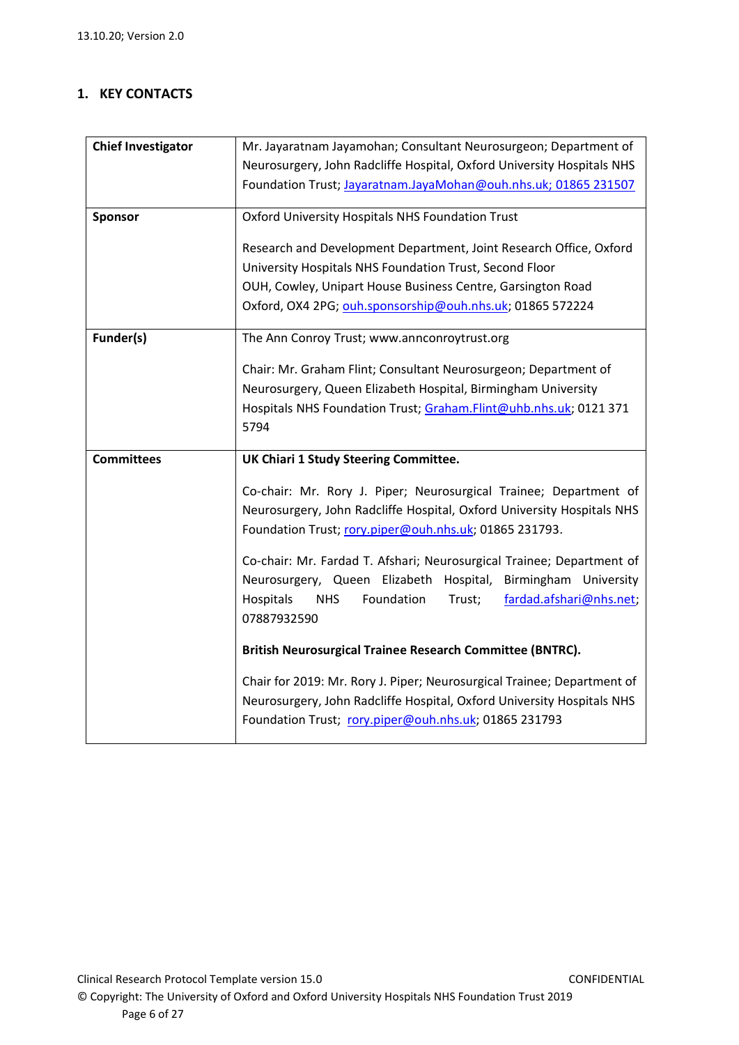## 1. KEY CONTACTS

| | |
|---|---|
| **Chief Investigator** | Mr. Jayaratnam Jayamohan; Consultant Neurosurgeon; Department of Neurosurgery, John Radcliffe Hospital, Oxford University Hospitals NHS Foundation Trust; Jayaratnam.JayaMohan@ouh.nhs.uk; 01865 231507 |
| **Sponsor** | Oxford University Hospitals NHS Foundation Trust<br><br>Research and Development Department, Joint Research Office, Oxford University Hospitals NHS Foundation Trust, Second Floor OUH, Cowley, Unipart House Business Centre, Garsington Road Oxford, OX4 2PG; ouh.sponsorship@ouh.nhs.uk; 01865 572224 |
| **Funder(s)** | The Ann Conroy Trust; www.annconroytrust.org<br><br>Chair: Mr. Graham Flint; Consultant Neurosurgeon; Department of Neurosurgery, Queen Elizabeth Hospital, Birmingham University Hospitals NHS Foundation Trust; Graham.Flint@uhb.nhs.uk; 0121 371 5794 |
| **Committees** | **UK Chiari 1 Study Steering Committee.**<br><br>Co-chair: Mr. Rory J. Piper; Neurosurgical Trainee; Department of Neurosurgery, John Radcliffe Hospital, Oxford University Hospitals NHS Foundation Trust; rory.piper@ouh.nhs.uk; 01865 231793.<br><br>Co-chair: Mr. Fardad T. Afshari; Neurosurgical Trainee; Department of Neurosurgery, Queen Elizabeth Hospital, Birmingham University Hospitals NHS Foundation Trust; fardad.afshari@nhs.net; 07887932590<br><br>**British Neurosurgical Trainee Research Committee (BNTRC).**<br><br>Chair for 2019: Mr. Rory J. Piper; Neurosurgical Trainee; Department of Neurosurgery, John Radcliffe Hospital, Oxford University Hospitals NHS Foundation Trust; rory.piper@ouh.nhs.uk; 01865 231793 |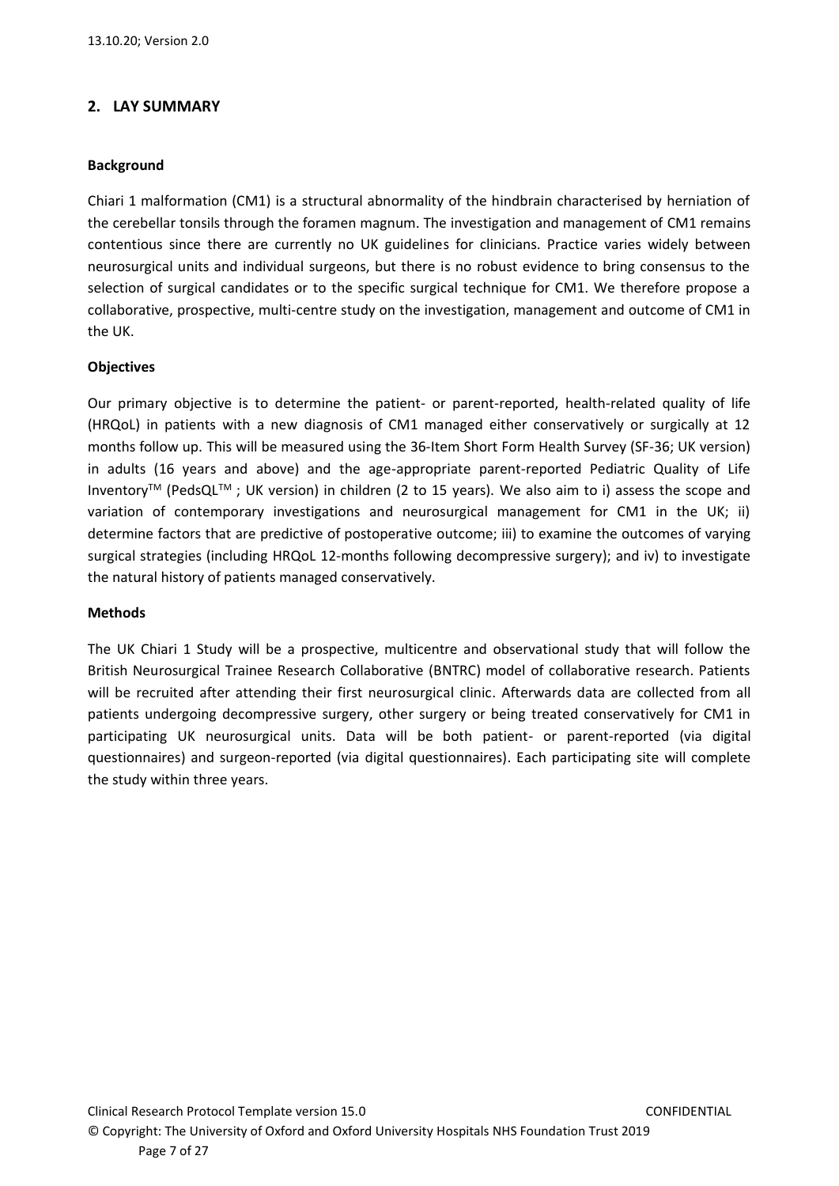## 2. LAY SUMMARY

**Background**

Chiari 1 malformation (CM1) is a structural abnormality of the hindbrain characterised by herniation of the cerebellar tonsils through the foramen magnum. The investigation and management of CM1 remains contentious since there are currently no UK guidelines for clinicians. Practice varies widely between neurosurgical units and individual surgeons, but there is no robust evidence to bring consensus to the selection of surgical candidates or to the specific surgical technique for CM1. We therefore propose a collaborative, prospective, multi-centre study on the investigation, management and outcome of CM1 in the UK.

**Objectives**

Our primary objective is to determine the patient- or parent-reported, health-related quality of life (HRQoL) in patients with a new diagnosis of CM1 managed either conservatively or surgically at 12 months follow up. This will be measured using the 36-Item Short Form Health Survey (SF-36; UK version) in adults (16 years and above) and the age-appropriate parent-reported Pediatric Quality of Life Inventory™ (PedsQL™ ; UK version) in children (2 to 15 years). We also aim to i) assess the scope and variation of contemporary investigations and neurosurgical management for CM1 in the UK; ii) determine factors that are predictive of postoperative outcome; iii) to examine the outcomes of varying surgical strategies (including HRQoL 12-months following decompressive surgery); and iv) to investigate the natural history of patients managed conservatively.

**Methods**

The UK Chiari 1 Study will be a prospective, multicentre and observational study that will follow the British Neurosurgical Trainee Research Collaborative (BNTRC) model of collaborative research. Patients will be recruited after attending their first neurosurgical clinic. Afterwards data are collected from all patients undergoing decompressive surgery, other surgery or being treated conservatively for CM1 in participating UK neurosurgical units. Data will be both patient- or parent-reported (via digital questionnaires) and surgeon-reported (via digital questionnaires). Each participating site will complete the study within three years.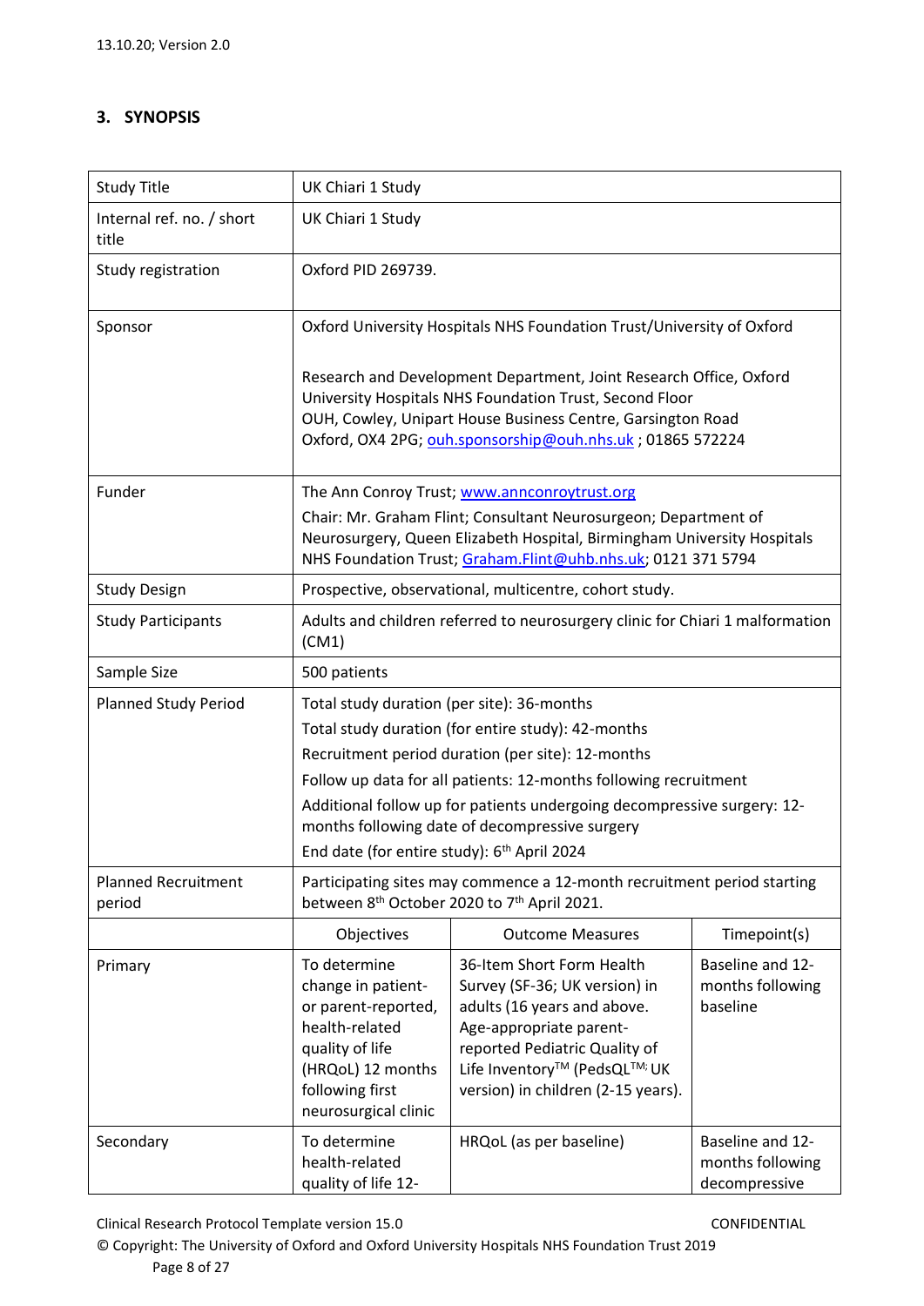## 3. SYNOPSIS

| | | | |
|---|---|---|---|
| Study Title | UK Chiari 1 Study | | |
| Internal ref. no. / short title | UK Chiari 1 Study | | |
| Study registration | Oxford PID 269739. | | |
| Sponsor | Oxford University Hospitals NHS Foundation Trust/University of Oxford<br><br>Research and Development Department, Joint Research Office, Oxford University Hospitals NHS Foundation Trust, Second Floor OUH, Cowley, Unipart House Business Centre, Garsington Road Oxford, OX4 2PG; ouh.sponsorship@ouh.nhs.uk ; 01865 572224 | | |
| Funder | The Ann Conroy Trust; www.annconroytrust.org<br>Chair: Mr. Graham Flint; Consultant Neurosurgeon; Department of Neurosurgery, Queen Elizabeth Hospital, Birmingham University Hospitals NHS Foundation Trust; Graham.Flint@uhb.nhs.uk; 0121 371 5794 | | |
| Study Design | Prospective, observational, multicentre, cohort study. | | |
| Study Participants | Adults and children referred to neurosurgery clinic for Chiari 1 malformation (CM1) | | |
| Sample Size | 500 patients | | |
| Planned Study Period | Total study duration (per site): 36-months<br>Total study duration (for entire study): 42-months<br>Recruitment period duration (per site): 12-months<br>Follow up data for all patients: 12-months following recruitment<br>Additional follow up for patients undergoing decompressive surgery: 12-months following date of decompressive surgery<br>End date (for entire study): 6th April 2024 | | |
| Planned Recruitment period | Participating sites may commence a 12-month recruitment period starting between 8th October 2020 to 7th April 2021. | | |
| | Objectives | Outcome Measures | Timepoint(s) |
| Primary | To determine change in patient- or parent-reported, health-related quality of life (HRQoL) 12 months following first neurosurgical clinic | 36-Item Short Form Health Survey (SF-36; UK version) in adults (16 years and above. Age-appropriate parent-reported Pediatric Quality of Life Inventory™ (PedsQL™; UK version) in children (2-15 years). | Baseline and 12-months following baseline |
| Secondary | To determine health-related quality of life 12- | HRQoL (as per baseline) | Baseline and 12-months following decompressive |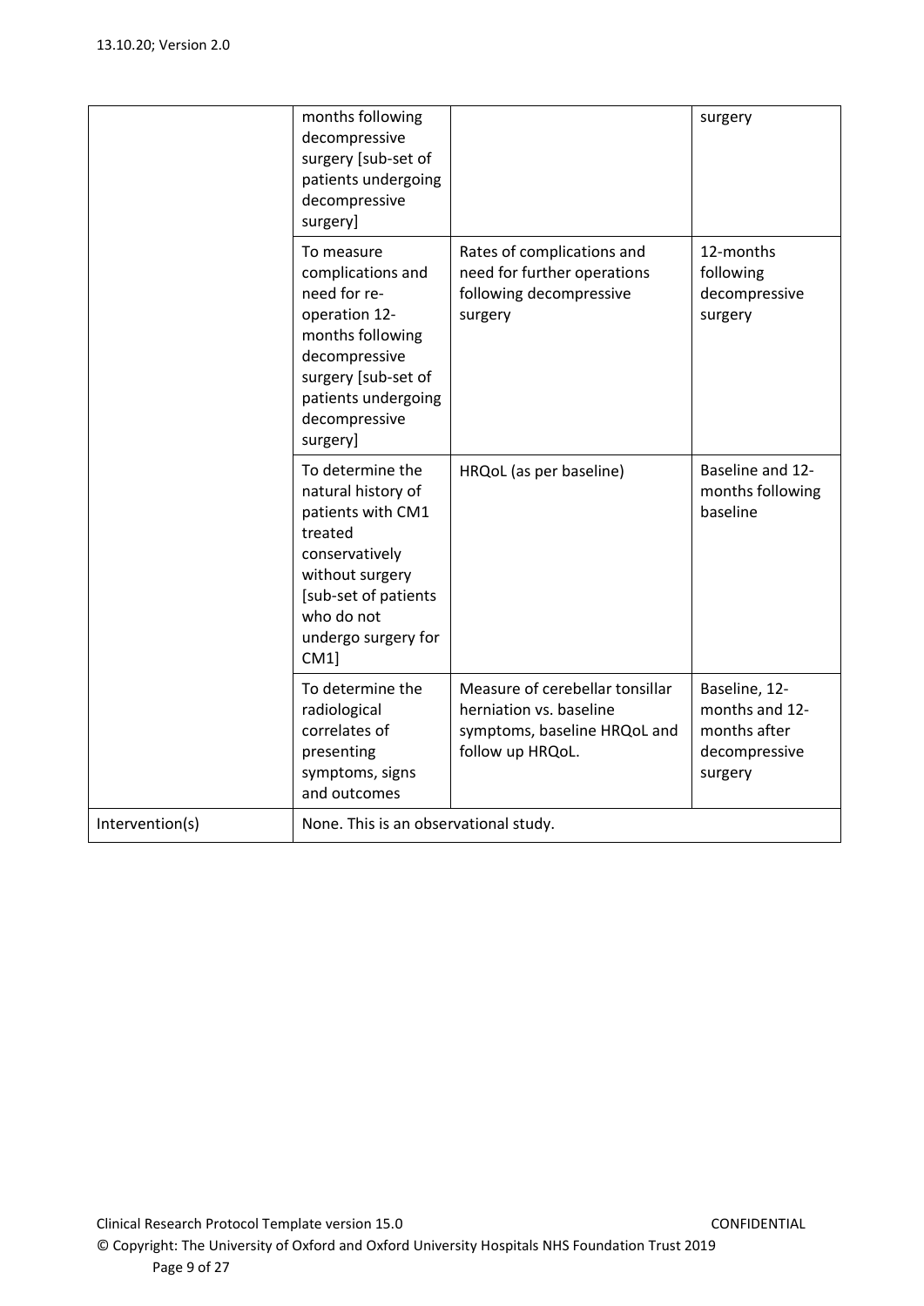| | | | |
|---|---|---|---|
| | months following decompressive surgery [sub-set of patients undergoing decompressive surgery] | | surgery |
| | To measure complications and need for re-operation 12-months following decompressive surgery [sub-set of patients undergoing decompressive surgery] | Rates of complications and need for further operations following decompressive surgery | 12-months following decompressive surgery |
| | To determine the natural history of patients with CM1 treated conservatively without surgery [sub-set of patients who do not undergo surgery for CM1] | HRQoL (as per baseline) | Baseline and 12-months following baseline |
| | To determine the radiological correlates of presenting symptoms, signs and outcomes | Measure of cerebellar tonsillar herniation vs. baseline symptoms, baseline HRQoL and follow up HRQoL. | Baseline, 12-months and 12-months after decompressive surgery |
| Intervention(s) | None. This is an observational study. | | |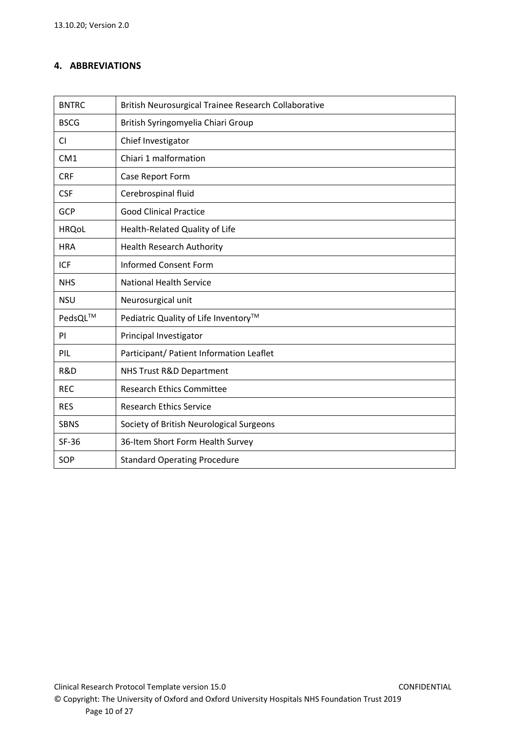## 4. ABBREVIATIONS

| | |
|---|---|
| BNTRC | British Neurosurgical Trainee Research Collaborative |
| BSCG | British Syringomyelia Chiari Group |
| CI | Chief Investigator |
| CM1 | Chiari 1 malformation |
| CRF | Case Report Form |
| CSF | Cerebrospinal fluid |
| GCP | Good Clinical Practice |
| HRQoL | Health-Related Quality of Life |
| HRA | Health Research Authority |
| ICF | Informed Consent Form |
| NHS | National Health Service |
| NSU | Neurosurgical unit |
| PedsQL™ | Pediatric Quality of Life Inventory™ |
| PI | Principal Investigator |
| PIL | Participant/ Patient Information Leaflet |
| R&D | NHS Trust R&D Department |
| REC | Research Ethics Committee |
| RES | Research Ethics Service |
| SBNS | Society of British Neurological Surgeons |
| SF-36 | 36-Item Short Form Health Survey |
| SOP | Standard Operating Procedure |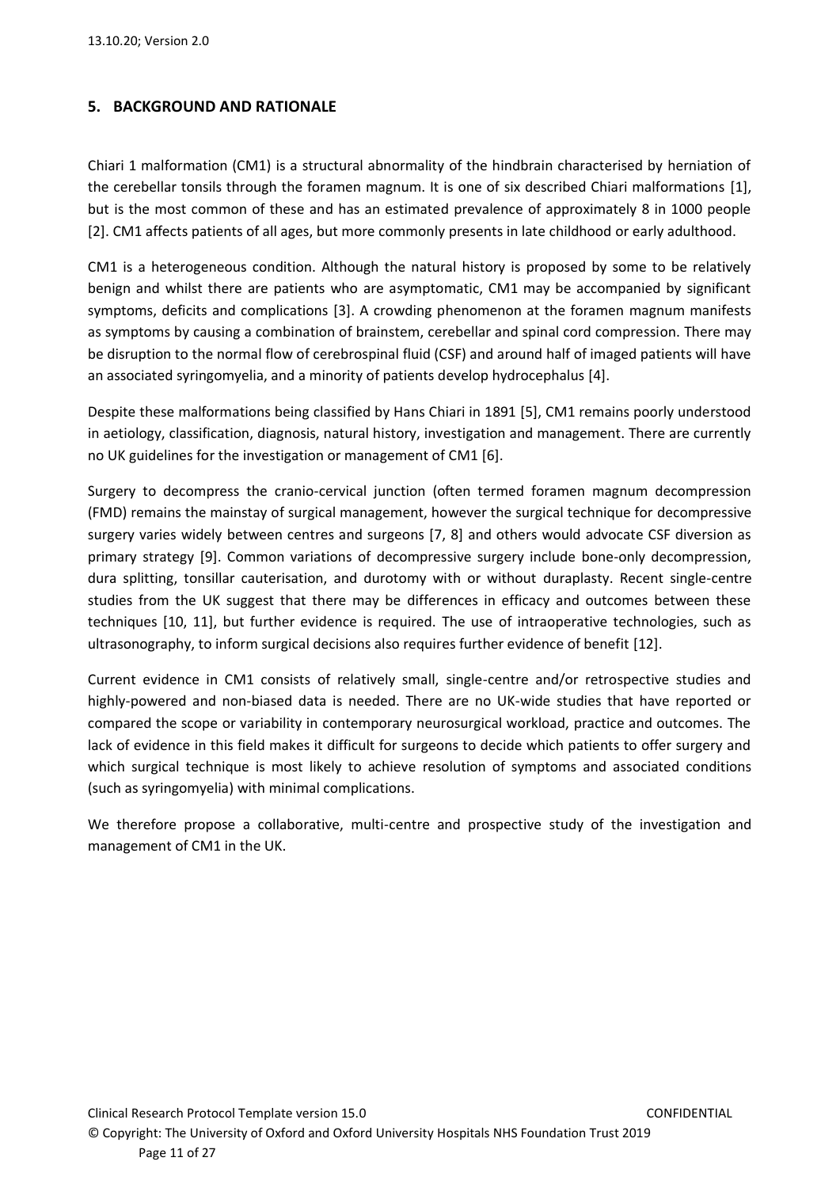## 5. BACKGROUND AND RATIONALE

Chiari 1 malformation (CM1) is a structural abnormality of the hindbrain characterised by herniation of the cerebellar tonsils through the foramen magnum. It is one of six described Chiari malformations [1], but is the most common of these and has an estimated prevalence of approximately 8 in 1000 people [2]. CM1 affects patients of all ages, but more commonly presents in late childhood or early adulthood.

CM1 is a heterogeneous condition. Although the natural history is proposed by some to be relatively benign and whilst there are patients who are asymptomatic, CM1 may be accompanied by significant symptoms, deficits and complications [3]. A crowding phenomenon at the foramen magnum manifests as symptoms by causing a combination of brainstem, cerebellar and spinal cord compression. There may be disruption to the normal flow of cerebrospinal fluid (CSF) and around half of imaged patients will have an associated syringomyelia, and a minority of patients develop hydrocephalus [4].

Despite these malformations being classified by Hans Chiari in 1891 [5], CM1 remains poorly understood in aetiology, classification, diagnosis, natural history, investigation and management. There are currently no UK guidelines for the investigation or management of CM1 [6].

Surgery to decompress the cranio-cervical junction (often termed foramen magnum decompression (FMD) remains the mainstay of surgical management, however the surgical technique for decompressive surgery varies widely between centres and surgeons [7, 8] and others would advocate CSF diversion as primary strategy [9]. Common variations of decompressive surgery include bone-only decompression, dura splitting, tonsillar cauterisation, and durotomy with or without duraplasty. Recent single-centre studies from the UK suggest that there may be differences in efficacy and outcomes between these techniques [10, 11], but further evidence is required. The use of intraoperative technologies, such as ultrasonography, to inform surgical decisions also requires further evidence of benefit [12].

Current evidence in CM1 consists of relatively small, single-centre and/or retrospective studies and highly-powered and non-biased data is needed. There are no UK-wide studies that have reported or compared the scope or variability in contemporary neurosurgical workload, practice and outcomes. The lack of evidence in this field makes it difficult for surgeons to decide which patients to offer surgery and which surgical technique is most likely to achieve resolution of symptoms and associated conditions (such as syringomyelia) with minimal complications.

We therefore propose a collaborative, multi-centre and prospective study of the investigation and management of CM1 in the UK.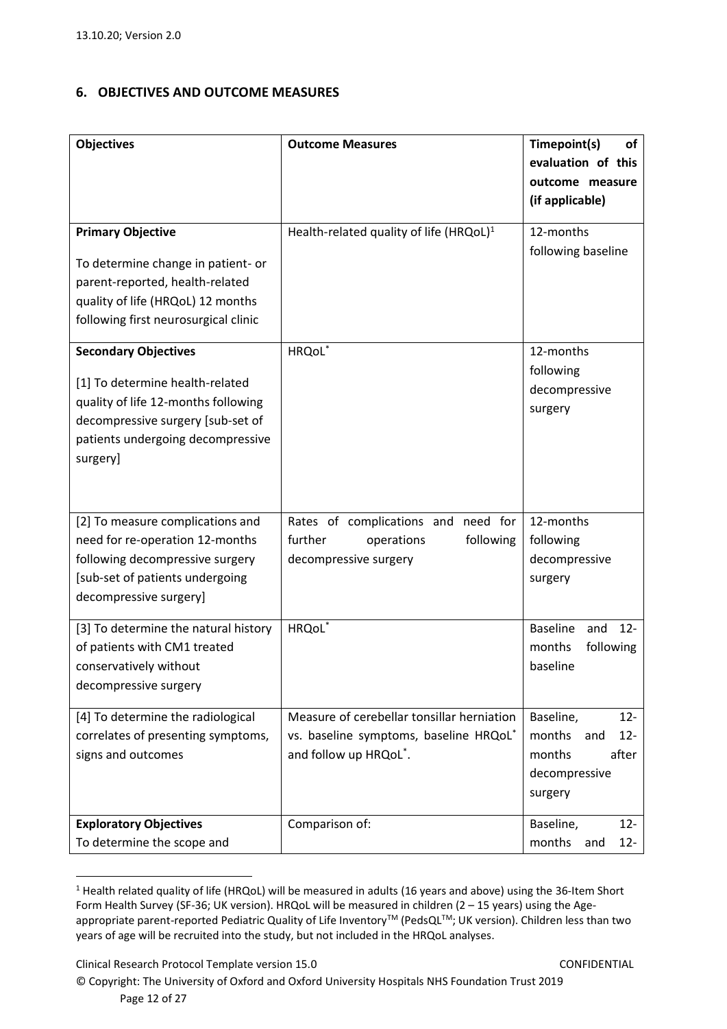## 6. OBJECTIVES AND OUTCOME MEASURES

| Objectives | Outcome Measures | Timepoint(s) of evaluation of this outcome measure (if applicable) |
|---|---|---|
| **Primary Objective**<br><br>To determine change in patient- or parent-reported, health-related quality of life (HRQoL) 12 months following first neurosurgical clinic | Health-related quality of life (HRQoL)[1] | 12-months following baseline |
| **Secondary Objectives**<br><br>[1] To determine health-related quality of life 12-months following decompressive surgery [sub-set of patients undergoing decompressive surgery] | HRQoL* | 12-months following decompressive surgery |
| [2] To measure complications and need for re-operation 12-months following decompressive surgery [sub-set of patients undergoing decompressive surgery] | Rates of complications and need for further operations following decompressive surgery | 12-months following decompressive surgery |
| [3] To determine the natural history of patients with CM1 treated conservatively without decompressive surgery | HRQoL* | Baseline and 12-months following baseline |
| [4] To determine the radiological correlates of presenting symptoms, signs and outcomes | Measure of cerebellar tonsillar herniation vs. baseline symptoms, baseline HRQoL* and follow up HRQoL*. | Baseline, 12-months and 12-months after decompressive surgery |
| **Exploratory Objectives**<br>To determine the scope and | Comparison of: | Baseline, 12-months and 12- |

[1] Health related quality of life (HRQoL) will be measured in adults (16 years and above) using the 36-Item Short Form Health Survey (SF-36; UK version). HRQoL will be measured in children (2 – 15 years) using the Age-appropriate parent-reported Pediatric Quality of Life Inventory™ (PedsQL™; UK version). Children less than two years of age will be recruited into the study, but not included in the HRQoL analyses.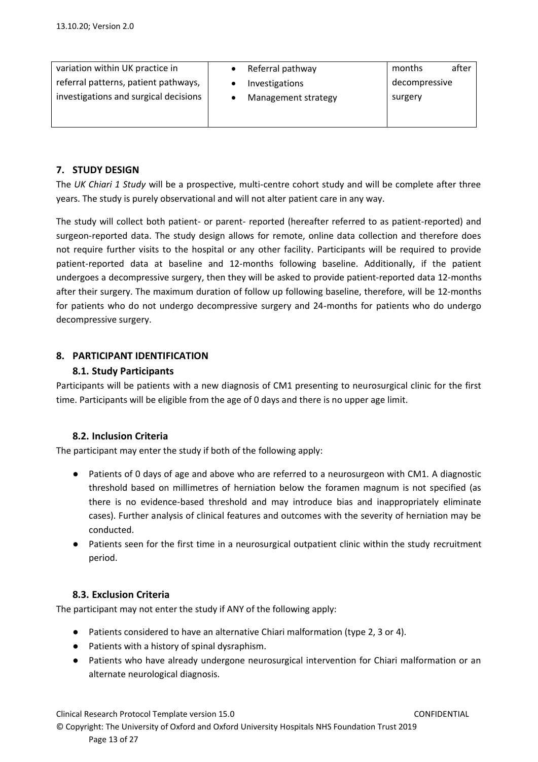| variation within UK practice in referral patterns, patient pathways, investigations and surgical decisions | • Referral pathway<br>• Investigations<br>• Management strategy | months after decompressive surgery |
|---|---|---|

## 7. STUDY DESIGN

The *UK Chiari 1 Study* will be a prospective, multi-centre cohort study and will be complete after three years. The study is purely observational and will not alter patient care in any way.

The study will collect both patient- or parent- reported (hereafter referred to as patient-reported) and surgeon-reported data. The study design allows for remote, online data collection and therefore does not require further visits to the hospital or any other facility. Participants will be required to provide patient-reported data at baseline and 12-months following baseline. Additionally, if the patient undergoes a decompressive surgery, then they will be asked to provide patient-reported data 12-months after their surgery. The maximum duration of follow up following baseline, therefore, will be 12-months for patients who do not undergo decompressive surgery and 24-months for patients who do undergo decompressive surgery.

## 8. PARTICIPANT IDENTIFICATION

### 8.1. Study Participants

Participants will be patients with a new diagnosis of CM1 presenting to neurosurgical clinic for the first time. Participants will be eligible from the age of 0 days and there is no upper age limit.

### 8.2. Inclusion Criteria

The participant may enter the study if both of the following apply:

- Patients of 0 days of age and above who are referred to a neurosurgeon with CM1. A diagnostic threshold based on millimetres of herniation below the foramen magnum is not specified (as there is no evidence-based threshold and may introduce bias and inappropriately eliminate cases). Further analysis of clinical features and outcomes with the severity of herniation may be conducted.
- Patients seen for the first time in a neurosurgical outpatient clinic within the study recruitment period.

### 8.3. Exclusion Criteria

The participant may not enter the study if ANY of the following apply:

- Patients considered to have an alternative Chiari malformation (type 2, 3 or 4).
- Patients with a history of spinal dysraphism.
- Patients who have already undergone neurosurgical intervention for Chiari malformation or an alternate neurological diagnosis.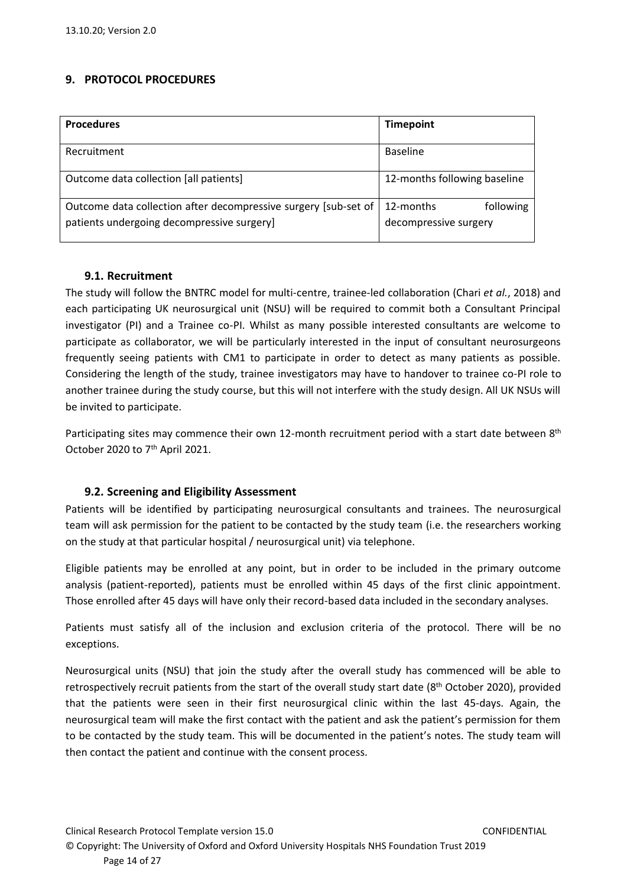## 9. PROTOCOL PROCEDURES

| Procedures | Timepoint |
|---|---|
| Recruitment | Baseline |
| Outcome data collection [all patients] | 12-months following baseline |
| Outcome data collection after decompressive surgery [sub-set of patients undergoing decompressive surgery] | 12-months following decompressive surgery |

### 9.1. Recruitment

The study will follow the BNTRC model for multi-centre, trainee-led collaboration (Chari *et al.*, 2018) and each participating UK neurosurgical unit (NSU) will be required to commit both a Consultant Principal investigator (PI) and a Trainee co-PI. Whilst as many possible interested consultants are welcome to participate as collaborator, we will be particularly interested in the input of consultant neurosurgeons frequently seeing patients with CM1 to participate in order to detect as many patients as possible. Considering the length of the study, trainee investigators may have to handover to trainee co-PI role to another trainee during the study course, but this will not interfere with the study design. All UK NSUs will be invited to participate.

Participating sites may commence their own 12-month recruitment period with a start date between 8th October 2020 to 7th April 2021.

### 9.2. Screening and Eligibility Assessment

Patients will be identified by participating neurosurgical consultants and trainees. The neurosurgical team will ask permission for the patient to be contacted by the study team (i.e. the researchers working on the study at that particular hospital / neurosurgical unit) via telephone.

Eligible patients may be enrolled at any point, but in order to be included in the primary outcome analysis (patient-reported), patients must be enrolled within 45 days of the first clinic appointment. Those enrolled after 45 days will have only their record-based data included in the secondary analyses.

Patients must satisfy all of the inclusion and exclusion criteria of the protocol. There will be no exceptions.

Neurosurgical units (NSU) that join the study after the overall study has commenced will be able to retrospectively recruit patients from the start of the overall study start date (8th October 2020), provided that the patients were seen in their first neurosurgical clinic within the last 45-days. Again, the neurosurgical team will make the first contact with the patient and ask the patient's permission for them to be contacted by the study team. This will be documented in the patient's notes. The study team will then contact the patient and continue with the consent process.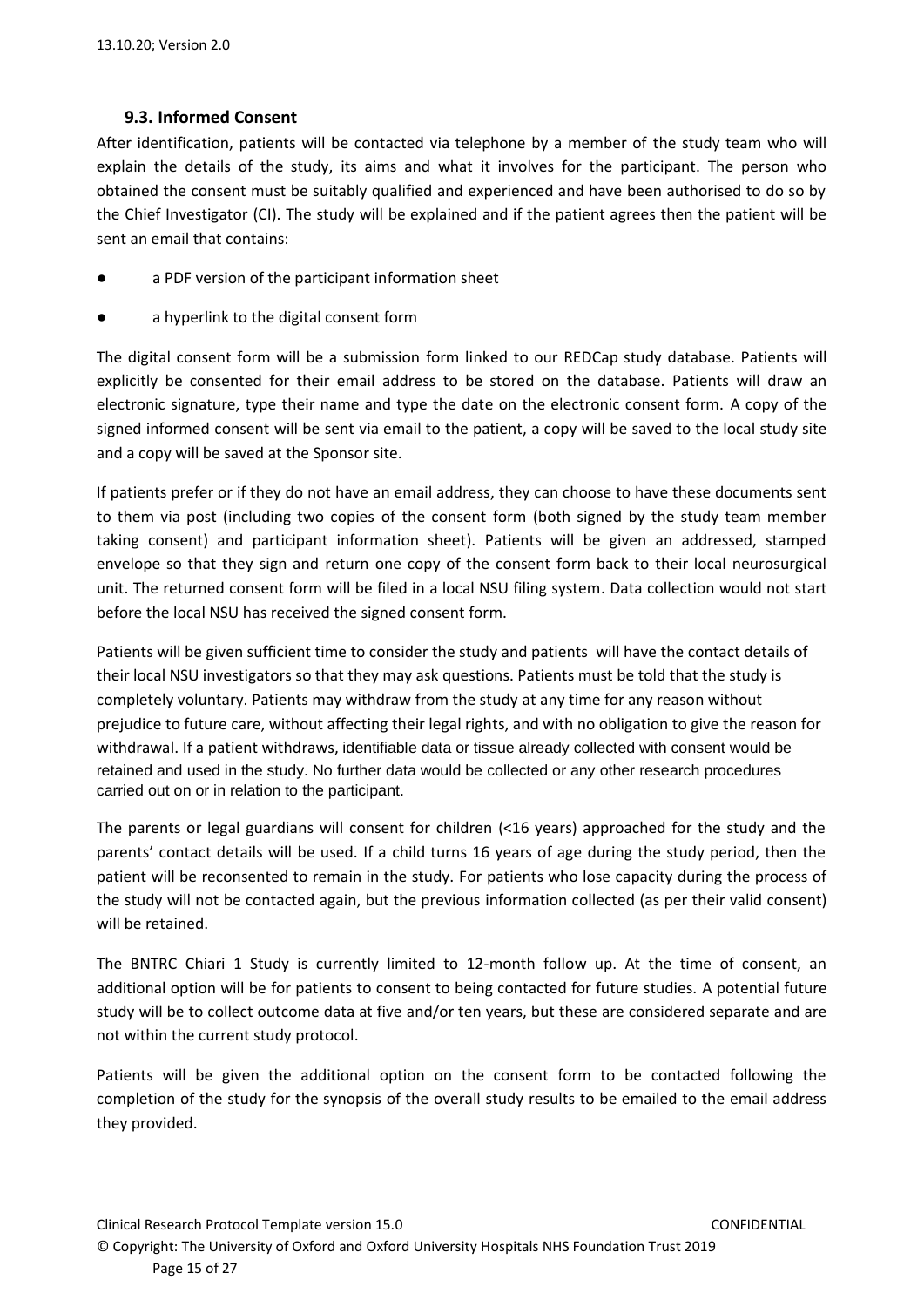### 9.3. Informed Consent

After identification, patients will be contacted via telephone by a member of the study team who will explain the details of the study, its aims and what it involves for the participant. The person who obtained the consent must be suitably qualified and experienced and have been authorised to do so by the Chief Investigator (CI). The study will be explained and if the patient agrees then the patient will be sent an email that contains:

- a PDF version of the participant information sheet
- a hyperlink to the digital consent form

The digital consent form will be a submission form linked to our REDCap study database. Patients will explicitly be consented for their email address to be stored on the database. Patients will draw an electronic signature, type their name and type the date on the electronic consent form. A copy of the signed informed consent will be sent via email to the patient, a copy will be saved to the local study site and a copy will be saved at the Sponsor site.

If patients prefer or if they do not have an email address, they can choose to have these documents sent to them via post (including two copies of the consent form (both signed by the study team member taking consent) and participant information sheet). Patients will be given an addressed, stamped envelope so that they sign and return one copy of the consent form back to their local neurosurgical unit. The returned consent form will be filed in a local NSU filing system. Data collection would not start before the local NSU has received the signed consent form.

Patients will be given sufficient time to consider the study and patients will have the contact details of their local NSU investigators so that they may ask questions. Patients must be told that the study is completely voluntary. Patients may withdraw from the study at any time for any reason without prejudice to future care, without affecting their legal rights, and with no obligation to give the reason for withdrawal. If a patient withdraws, identifiable data or tissue already collected with consent would be retained and used in the study. No further data would be collected or any other research procedures carried out on or in relation to the participant.

The parents or legal guardians will consent for children (<16 years) approached for the study and the parents' contact details will be used. If a child turns 16 years of age during the study period, then the patient will be reconsented to remain in the study. For patients who lose capacity during the process of the study will not be contacted again, but the previous information collected (as per their valid consent) will be retained.

The BNTRC Chiari 1 Study is currently limited to 12-month follow up. At the time of consent, an additional option will be for patients to consent to being contacted for future studies. A potential future study will be to collect outcome data at five and/or ten years, but these are considered separate and are not within the current study protocol.

Patients will be given the additional option on the consent form to be contacted following the completion of the study for the synopsis of the overall study results to be emailed to the email address they provided.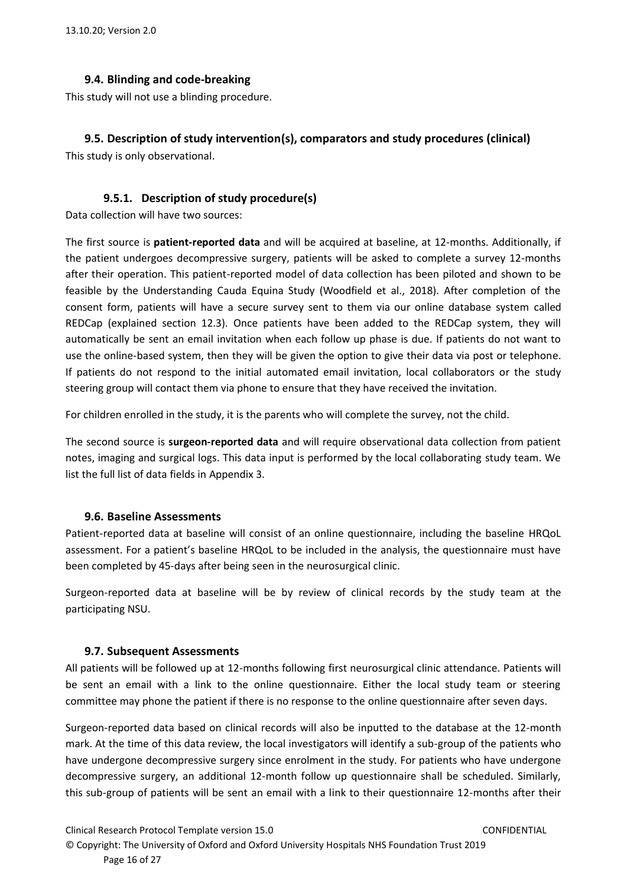### 9.4. Blinding and code-breaking

This study will not use a blinding procedure.

### 9.5. Description of study intervention(s), comparators and study procedures (clinical)

This study is only observational.

#### 9.5.1. Description of study procedure(s)

Data collection will have two sources:

The first source is **patient-reported data** and will be acquired at baseline, at 12-months. Additionally, if the patient undergoes decompressive surgery, patients will be asked to complete a survey 12-months after their operation. This patient-reported model of data collection has been piloted and shown to be feasible by the Understanding Cauda Equina Study (Woodfield et al., 2018). After completion of the consent form, patients will have a secure survey sent to them via our online database system called REDCap (explained section 12.3). Once patients have been added to the REDCap system, they will automatically be sent an email invitation when each follow up phase is due. If patients do not want to use the online-based system, then they will be given the option to give their data via post or telephone. If patients do not respond to the initial automated email invitation, local collaborators or the study steering group will contact them via phone to ensure that they have received the invitation.

For children enrolled in the study, it is the parents who will complete the survey, not the child.

The second source is **surgeon-reported data** and will require observational data collection from patient notes, imaging and surgical logs. This data input is performed by the local collaborating study team. We list the full list of data fields in Appendix 3.

### 9.6. Baseline Assessments

Patient-reported data at baseline will consist of an online questionnaire, including the baseline HRQoL assessment. For a patient's baseline HRQoL to be included in the analysis, the questionnaire must have been completed by 45-days after being seen in the neurosurgical clinic.

Surgeon-reported data at baseline will be by review of clinical records by the study team at the participating NSU.

### 9.7. Subsequent Assessments

All patients will be followed up at 12-months following first neurosurgical clinic attendance. Patients will be sent an email with a link to the online questionnaire. Either the local study team or steering committee may phone the patient if there is no response to the online questionnaire after seven days.

Surgeon-reported data based on clinical records will also be inputted to the database at the 12-month mark. At the time of this data review, the local investigators will identify a sub-group of the patients who have undergone decompressive surgery since enrolment in the study. For patients who have undergone decompressive surgery, an additional 12-month follow up questionnaire shall be scheduled. Similarly, this sub-group of patients will be sent an email with a link to their questionnaire 12-months after their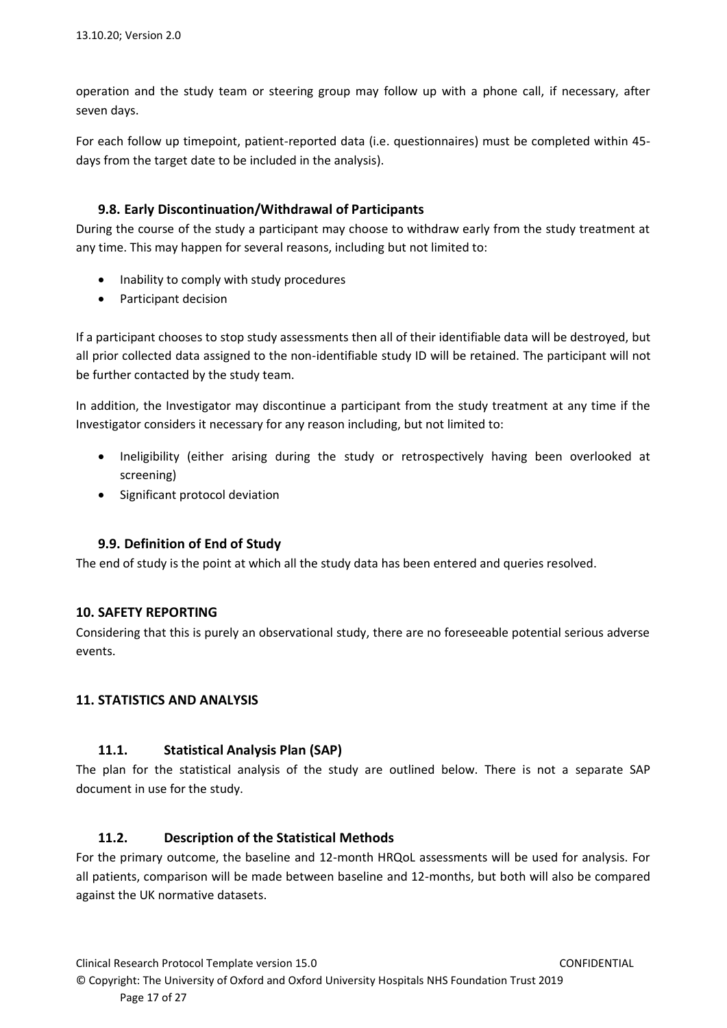operation and the study team or steering group may follow up with a phone call, if necessary, after seven days.

For each follow up timepoint, patient-reported data (i.e. questionnaires) must be completed within 45-days from the target date to be included in the analysis).

### 9.8. Early Discontinuation/Withdrawal of Participants

During the course of the study a participant may choose to withdraw early from the study treatment at any time. This may happen for several reasons, including but not limited to:

- Inability to comply with study procedures
- Participant decision

If a participant chooses to stop study assessments then all of their identifiable data will be destroyed, but all prior collected data assigned to the non-identifiable study ID will be retained. The participant will not be further contacted by the study team.

In addition, the Investigator may discontinue a participant from the study treatment at any time if the Investigator considers it necessary for any reason including, but not limited to:

- Ineligibility (either arising during the study or retrospectively having been overlooked at screening)
- Significant protocol deviation

### 9.9. Definition of End of Study

The end of study is the point at which all the study data has been entered and queries resolved.

## 10. SAFETY REPORTING

Considering that this is purely an observational study, there are no foreseeable potential serious adverse events.

## 11. STATISTICS AND ANALYSIS

### 11.1. Statistical Analysis Plan (SAP)

The plan for the statistical analysis of the study are outlined below. There is not a separate SAP document in use for the study.

### 11.2. Description of the Statistical Methods

For the primary outcome, the baseline and 12-month HRQoL assessments will be used for analysis. For all patients, comparison will be made between baseline and 12-months, but both will also be compared against the UK normative datasets.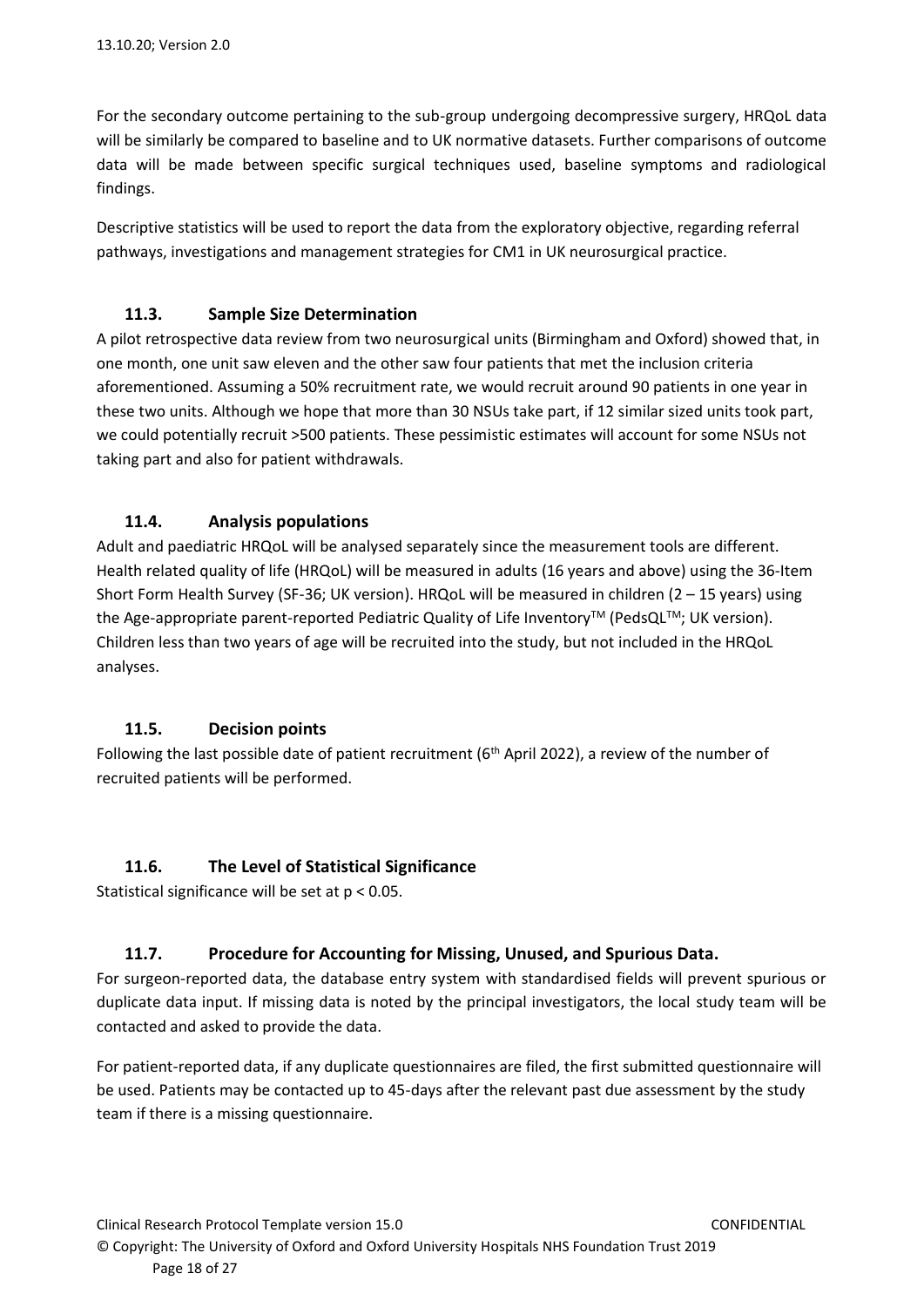For the secondary outcome pertaining to the sub-group undergoing decompressive surgery, HRQoL data will be similarly be compared to baseline and to UK normative datasets. Further comparisons of outcome data will be made between specific surgical techniques used, baseline symptoms and radiological findings.

Descriptive statistics will be used to report the data from the exploratory objective, regarding referral pathways, investigations and management strategies for CM1 in UK neurosurgical practice.

### 11.3. Sample Size Determination

A pilot retrospective data review from two neurosurgical units (Birmingham and Oxford) showed that, in one month, one unit saw eleven and the other saw four patients that met the inclusion criteria aforementioned. Assuming a 50% recruitment rate, we would recruit around 90 patients in one year in these two units. Although we hope that more than 30 NSUs take part, if 12 similar sized units took part, we could potentially recruit >500 patients. These pessimistic estimates will account for some NSUs not taking part and also for patient withdrawals.

### 11.4. Analysis populations

Adult and paediatric HRQoL will be analysed separately since the measurement tools are different. Health related quality of life (HRQoL) will be measured in adults (16 years and above) using the 36-Item Short Form Health Survey (SF-36; UK version). HRQoL will be measured in children (2 – 15 years) using the Age-appropriate parent-reported Pediatric Quality of Life Inventory™ (PedsQL™; UK version). Children less than two years of age will be recruited into the study, but not included in the HRQoL analyses.

### 11.5. Decision points

Following the last possible date of patient recruitment (6th April 2022), a review of the number of recruited patients will be performed.

### 11.6. The Level of Statistical Significance

Statistical significance will be set at $p < 0.05$.

### 11.7. Procedure for Accounting for Missing, Unused, and Spurious Data.

For surgeon-reported data, the database entry system with standardised fields will prevent spurious or duplicate data input. If missing data is noted by the principal investigators, the local study team will be contacted and asked to provide the data.

For patient-reported data, if any duplicate questionnaires are filed, the first submitted questionnaire will be used. Patients may be contacted up to 45-days after the relevant past due assessment by the study team if there is a missing questionnaire.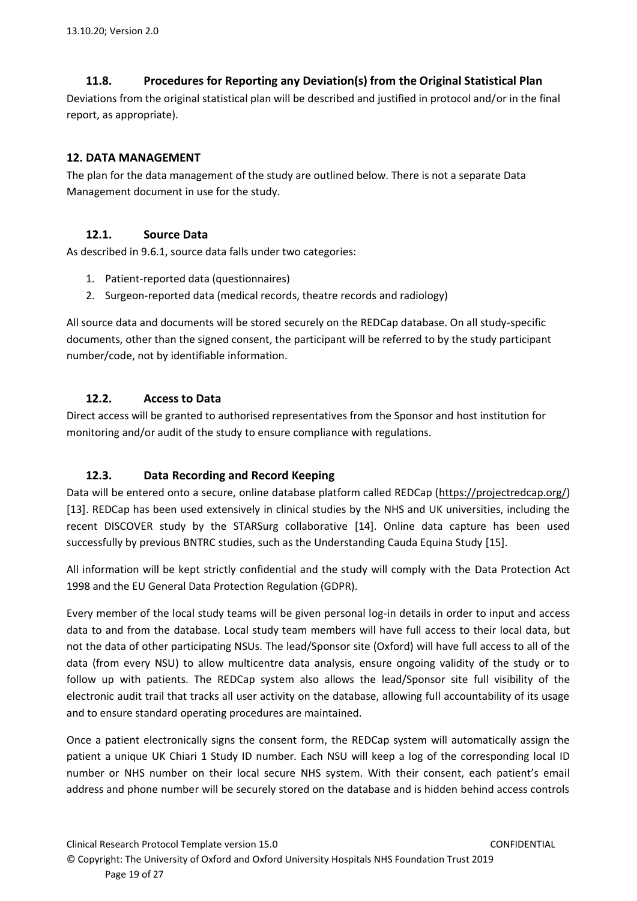### 11.8. Procedures for Reporting any Deviation(s) from the Original Statistical Plan

Deviations from the original statistical plan will be described and justified in protocol and/or in the final report, as appropriate).

## 12. DATA MANAGEMENT

The plan for the data management of the study are outlined below. There is not a separate Data Management document in use for the study.

### 12.1. Source Data

As described in 9.6.1, source data falls under two categories:

1. Patient-reported data (questionnaires)
2. Surgeon-reported data (medical records, theatre records and radiology)

All source data and documents will be stored securely on the REDCap database. On all study-specific documents, other than the signed consent, the participant will be referred to by the study participant number/code, not by identifiable information.

### 12.2. Access to Data

Direct access will be granted to authorised representatives from the Sponsor and host institution for monitoring and/or audit of the study to ensure compliance with regulations.

### 12.3. Data Recording and Record Keeping

Data will be entered onto a secure, online database platform called REDCap (https://projectredcap.org/) [13]. REDCap has been used extensively in clinical studies by the NHS and UK universities, including the recent DISCOVER study by the STARSurg collaborative [14]. Online data capture has been used successfully by previous BNTRC studies, such as the Understanding Cauda Equina Study [15].

All information will be kept strictly confidential and the study will comply with the Data Protection Act 1998 and the EU General Data Protection Regulation (GDPR).

Every member of the local study teams will be given personal log-in details in order to input and access data to and from the database. Local study team members will have full access to their local data, but not the data of other participating NSUs. The lead/Sponsor site (Oxford) will have full access to all of the data (from every NSU) to allow multicentre data analysis, ensure ongoing validity of the study or to follow up with patients. The REDCap system also allows the lead/Sponsor site full visibility of the electronic audit trail that tracks all user activity on the database, allowing full accountability of its usage and to ensure standard operating procedures are maintained.

Once a patient electronically signs the consent form, the REDCap system will automatically assign the patient a unique UK Chiari 1 Study ID number. Each NSU will keep a log of the corresponding local ID number or NHS number on their local secure NHS system. With their consent, each patient's email address and phone number will be securely stored on the database and is hidden behind access controls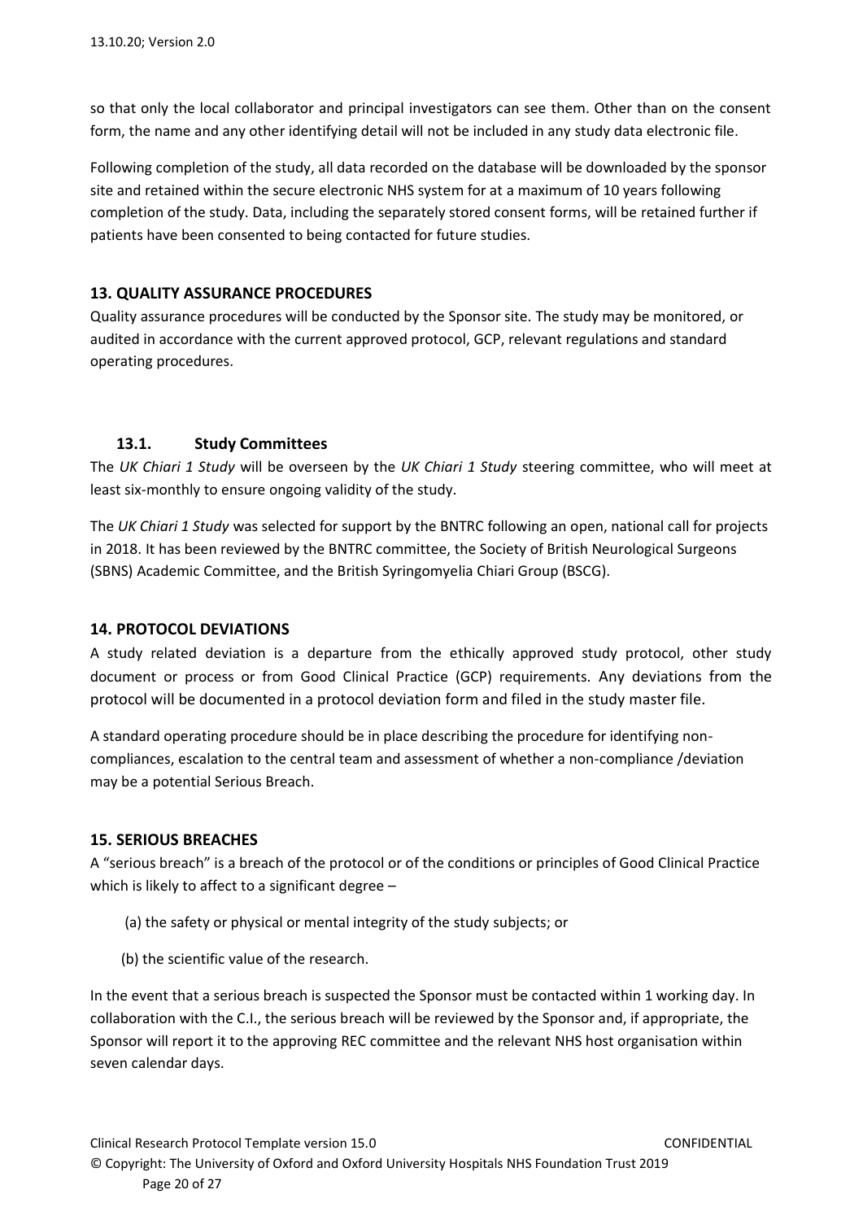so that only the local collaborator and principal investigators can see them. Other than on the consent form, the name and any other identifying detail will not be included in any study data electronic file.

Following completion of the study, all data recorded on the database will be downloaded by the sponsor site and retained within the secure electronic NHS system for at a maximum of 10 years following completion of the study. Data, including the separately stored consent forms, will be retained further if patients have been consented to being contacted for future studies.

## 13. QUALITY ASSURANCE PROCEDURES

Quality assurance procedures will be conducted by the Sponsor site. The study may be monitored, or audited in accordance with the current approved protocol, GCP, relevant regulations and standard operating procedures.

### 13.1. Study Committees

The *UK Chiari 1 Study* will be overseen by the *UK Chiari 1 Study* steering committee, who will meet at least six-monthly to ensure ongoing validity of the study.

The *UK Chiari 1 Study* was selected for support by the BNTRC following an open, national call for projects in 2018. It has been reviewed by the BNTRC committee, the Society of British Neurological Surgeons (SBNS) Academic Committee, and the British Syringomyelia Chiari Group (BSCG).

## 14. PROTOCOL DEVIATIONS

A study related deviation is a departure from the ethically approved study protocol, other study document or process or from Good Clinical Practice (GCP) requirements. Any deviations from the protocol will be documented in a protocol deviation form and filed in the study master file.

A standard operating procedure should be in place describing the procedure for identifying non-compliances, escalation to the central team and assessment of whether a non-compliance /deviation may be a potential Serious Breach.

## 15. SERIOUS BREACHES

A "serious breach" is a breach of the protocol or of the conditions or principles of Good Clinical Practice which is likely to affect to a significant degree –

(a) the safety or physical or mental integrity of the study subjects; or

(b) the scientific value of the research.

In the event that a serious breach is suspected the Sponsor must be contacted within 1 working day. In collaboration with the C.I., the serious breach will be reviewed by the Sponsor and, if appropriate, the Sponsor will report it to the approving REC committee and the relevant NHS host organisation within seven calendar days.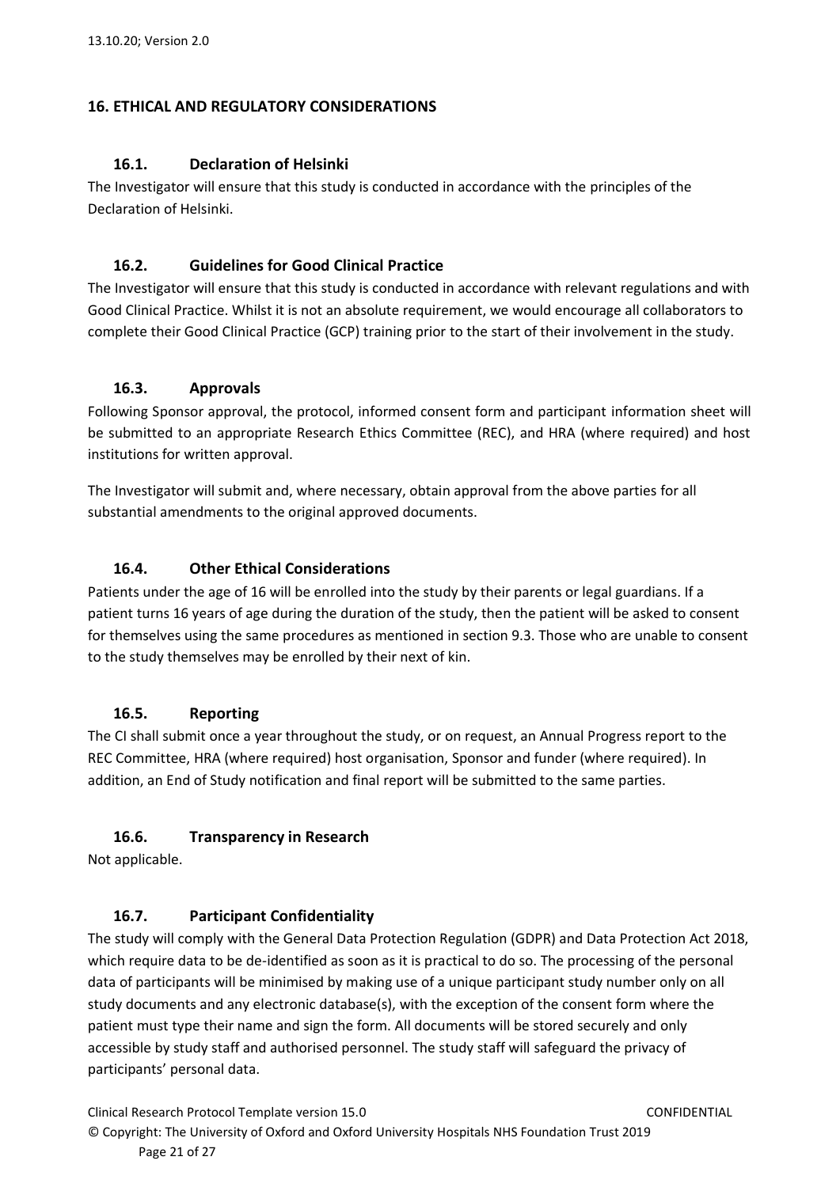## 16. ETHICAL AND REGULATORY CONSIDERATIONS

### 16.1. Declaration of Helsinki

The Investigator will ensure that this study is conducted in accordance with the principles of the Declaration of Helsinki.

### 16.2. Guidelines for Good Clinical Practice

The Investigator will ensure that this study is conducted in accordance with relevant regulations and with Good Clinical Practice. Whilst it is not an absolute requirement, we would encourage all collaborators to complete their Good Clinical Practice (GCP) training prior to the start of their involvement in the study.

### 16.3. Approvals

Following Sponsor approval, the protocol, informed consent form and participant information sheet will be submitted to an appropriate Research Ethics Committee (REC), and HRA (where required) and host institutions for written approval.

The Investigator will submit and, where necessary, obtain approval from the above parties for all substantial amendments to the original approved documents.

### 16.4. Other Ethical Considerations

Patients under the age of 16 will be enrolled into the study by their parents or legal guardians. If a patient turns 16 years of age during the duration of the study, then the patient will be asked to consent for themselves using the same procedures as mentioned in section 9.3. Those who are unable to consent to the study themselves may be enrolled by their next of kin.

### 16.5. Reporting

The CI shall submit once a year throughout the study, or on request, an Annual Progress report to the REC Committee, HRA (where required) host organisation, Sponsor and funder (where required). In addition, an End of Study notification and final report will be submitted to the same parties.

### 16.6. Transparency in Research

Not applicable.

### 16.7. Participant Confidentiality

The study will comply with the General Data Protection Regulation (GDPR) and Data Protection Act 2018, which require data to be de-identified as soon as it is practical to do so. The processing of the personal data of participants will be minimised by making use of a unique participant study number only on all study documents and any electronic database(s), with the exception of the consent form where the patient must type their name and sign the form. All documents will be stored securely and only accessible by study staff and authorised personnel. The study staff will safeguard the privacy of participants' personal data.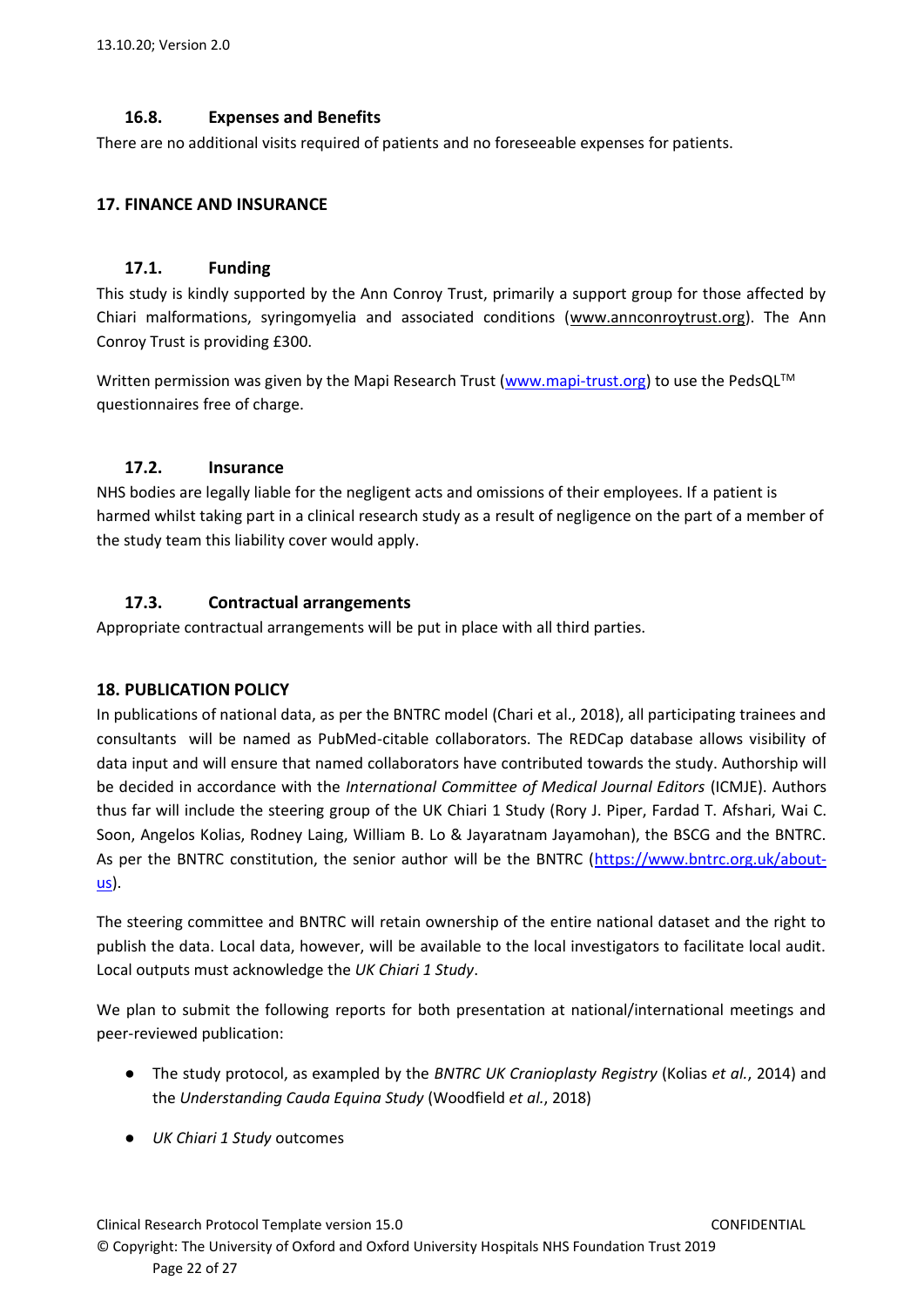### 16.8. Expenses and Benefits

There are no additional visits required of patients and no foreseeable expenses for patients.

## 17. FINANCE AND INSURANCE

### 17.1. Funding

This study is kindly supported by the Ann Conroy Trust, primarily a support group for those affected by Chiari malformations, syringomyelia and associated conditions (www.annconroytrust.org). The Ann Conroy Trust is providing £300.

Written permission was given by the Mapi Research Trust (www.mapi-trust.org) to use the PedsQL™ questionnaires free of charge.

### 17.2. Insurance

NHS bodies are legally liable for the negligent acts and omissions of their employees. If a patient is harmed whilst taking part in a clinical research study as a result of negligence on the part of a member of the study team this liability cover would apply.

### 17.3. Contractual arrangements

Appropriate contractual arrangements will be put in place with all third parties.

## 18. PUBLICATION POLICY

In publications of national data, as per the BNTRC model (Chari et al., 2018), all participating trainees and consultants will be named as PubMed-citable collaborators. The REDCap database allows visibility of data input and will ensure that named collaborators have contributed towards the study. Authorship will be decided in accordance with the *International Committee of Medical Journal Editors* (ICMJE). Authors thus far will include the steering group of the UK Chiari 1 Study (Rory J. Piper, Fardad T. Afshari, Wai C. Soon, Angelos Kolias, Rodney Laing, William B. Lo & Jayaratnam Jayamohan), the BSCG and the BNTRC. As per the BNTRC constitution, the senior author will be the BNTRC (https://www.bntrc.org.uk/about-us).

The steering committee and BNTRC will retain ownership of the entire national dataset and the right to publish the data. Local data, however, will be available to the local investigators to facilitate local audit. Local outputs must acknowledge the *UK Chiari 1 Study*.

We plan to submit the following reports for both presentation at national/international meetings and peer-reviewed publication:

- The study protocol, as exampled by the *BNTRC UK Cranioplasty Registry* (Kolias *et al.*, 2014) and the *Understanding Cauda Equina Study* (Woodfield *et al.*, 2018)
- *UK Chiari 1 Study* outcomes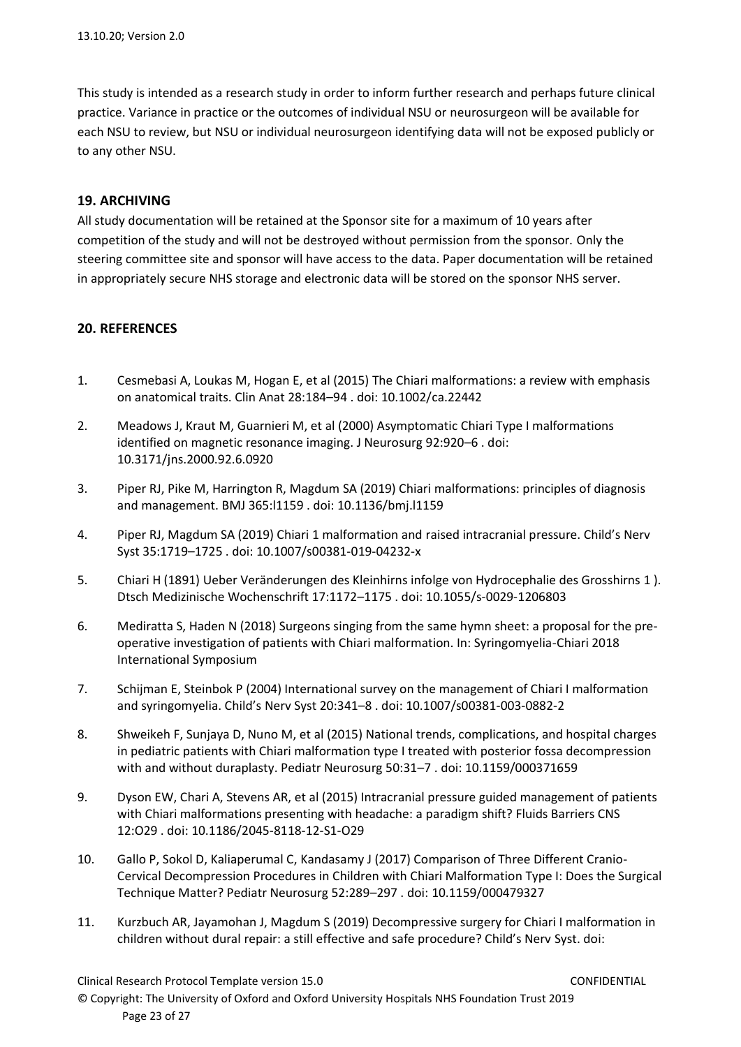This study is intended as a research study in order to inform further research and perhaps future clinical practice. Variance in practice or the outcomes of individual NSU or neurosurgeon will be available for each NSU to review, but NSU or individual neurosurgeon identifying data will not be exposed publicly or to any other NSU.

## 19. ARCHIVING

All study documentation will be retained at the Sponsor site for a maximum of 10 years after competition of the study and will not be destroyed without permission from the sponsor. Only the steering committee site and sponsor will have access to the data. Paper documentation will be retained in appropriately secure NHS storage and electronic data will be stored on the sponsor NHS server.

## 20. REFERENCES

1. Cesmebasi A, Loukas M, Hogan E, et al (2015) The Chiari malformations: a review with emphasis on anatomical traits. Clin Anat 28:184–94 . doi: 10.1002/ca.22442
2. Meadows J, Kraut M, Guarnieri M, et al (2000) Asymptomatic Chiari Type I malformations identified on magnetic resonance imaging. J Neurosurg 92:920–6 . doi: 10.3171/jns.2000.92.6.0920
3. Piper RJ, Pike M, Harrington R, Magdum SA (2019) Chiari malformations: principles of diagnosis and management. BMJ 365:l1159 . doi: 10.1136/bmj.l1159
4. Piper RJ, Magdum SA (2019) Chiari 1 malformation and raised intracranial pressure. Child's Nerv Syst 35:1719–1725 . doi: 10.1007/s00381-019-04232-x
5. Chiari H (1891) Ueber Veränderungen des Kleinhirns infolge von Hydrocephalie des Grosshirns 1 ). Dtsch Medizinische Wochenschrift 17:1172–1175 . doi: 10.1055/s-0029-1206803
6. Mediratta S, Haden N (2018) Surgeons singing from the same hymn sheet: a proposal for the pre-operative investigation of patients with Chiari malformation. In: Syringomyelia-Chiari 2018 International Symposium
7. Schijman E, Steinbok P (2004) International survey on the management of Chiari I malformation and syringomyelia. Child's Nerv Syst 20:341–8 . doi: 10.1007/s00381-003-0882-2
8. Shweikeh F, Sunjaya D, Nuno M, et al (2015) National trends, complications, and hospital charges in pediatric patients with Chiari malformation type I treated with posterior fossa decompression with and without duraplasty. Pediatr Neurosurg 50:31–7 . doi: 10.1159/000371659
9. Dyson EW, Chari A, Stevens AR, et al (2015) Intracranial pressure guided management of patients with Chiari malformations presenting with headache: a paradigm shift? Fluids Barriers CNS 12:O29 . doi: 10.1186/2045-8118-12-S1-O29
10. Gallo P, Sokol D, Kaliaperumal C, Kandasamy J (2017) Comparison of Three Different Cranio-Cervical Decompression Procedures in Children with Chiari Malformation Type I: Does the Surgical Technique Matter? Pediatr Neurosurg 52:289–297 . doi: 10.1159/000479327
11. Kurzbuch AR, Jayamohan J, Magdum S (2019) Decompressive surgery for Chiari I malformation in children without dural repair: a still effective and safe procedure? Child's Nerv Syst. doi: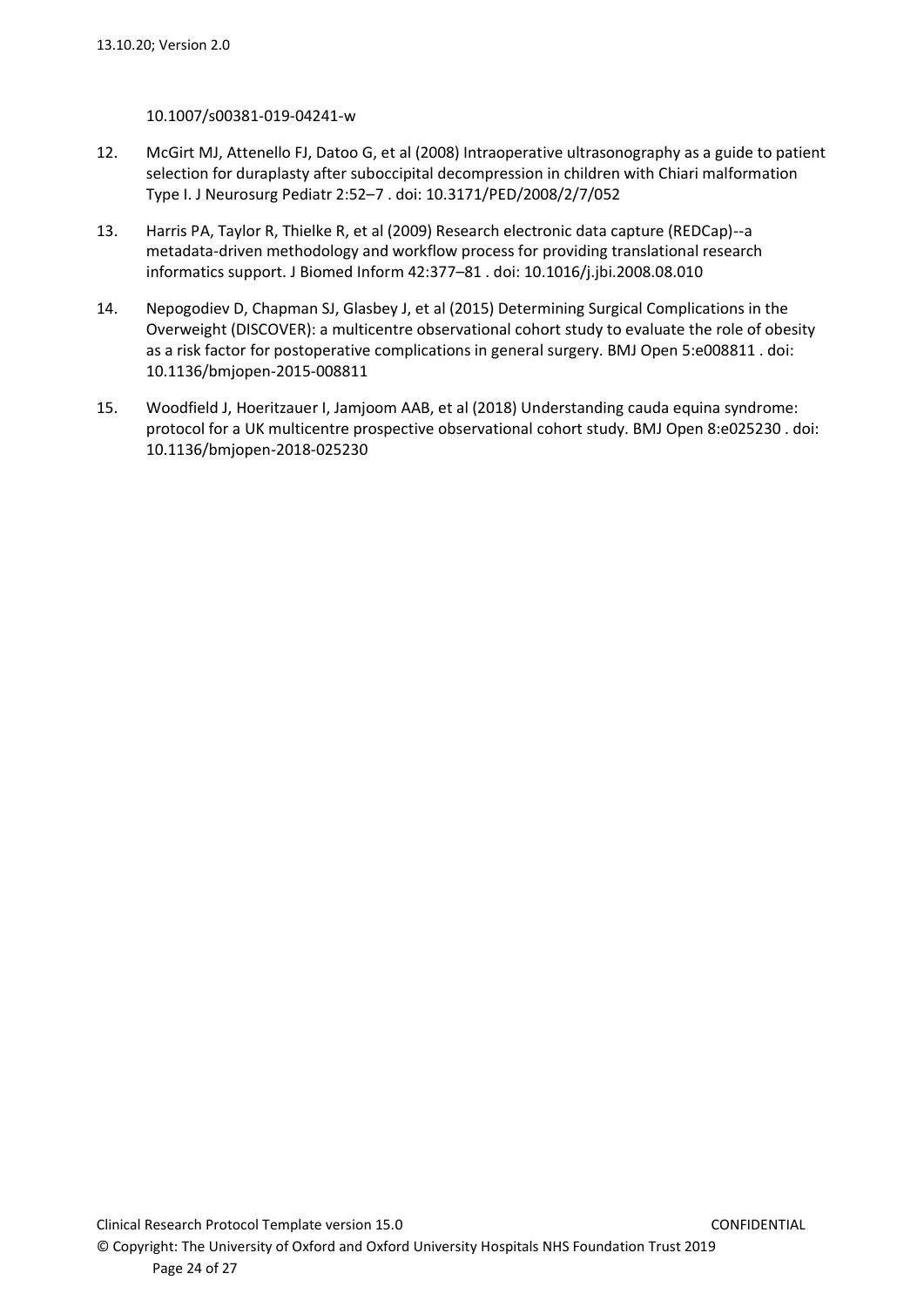10.1007/s00381-019-04241-w

12. McGirt MJ, Attenello FJ, Datoo G, et al (2008) Intraoperative ultrasonography as a guide to patient selection for duraplasty after suboccipital decompression in children with Chiari malformation Type I. J Neurosurg Pediatr 2:52–7 . doi: 10.3171/PED/2008/2/7/052

13. Harris PA, Taylor R, Thielke R, et al (2009) Research electronic data capture (REDCap)--a metadata-driven methodology and workflow process for providing translational research informatics support. J Biomed Inform 42:377–81 . doi: 10.1016/j.jbi.2008.08.010

14. Nepogodiev D, Chapman SJ, Glasbey J, et al (2015) Determining Surgical Complications in the Overweight (DISCOVER): a multicentre observational cohort study to evaluate the role of obesity as a risk factor for postoperative complications in general surgery. BMJ Open 5:e008811 . doi: 10.1136/bmjopen-2015-008811

15. Woodfield J, Hoeritzauer I, Jamjoom AAB, et al (2018) Understanding cauda equina syndrome: protocol for a UK multicentre prospective observational cohort study. BMJ Open 8:e025230 . doi: 10.1136/bmjopen-2018-025230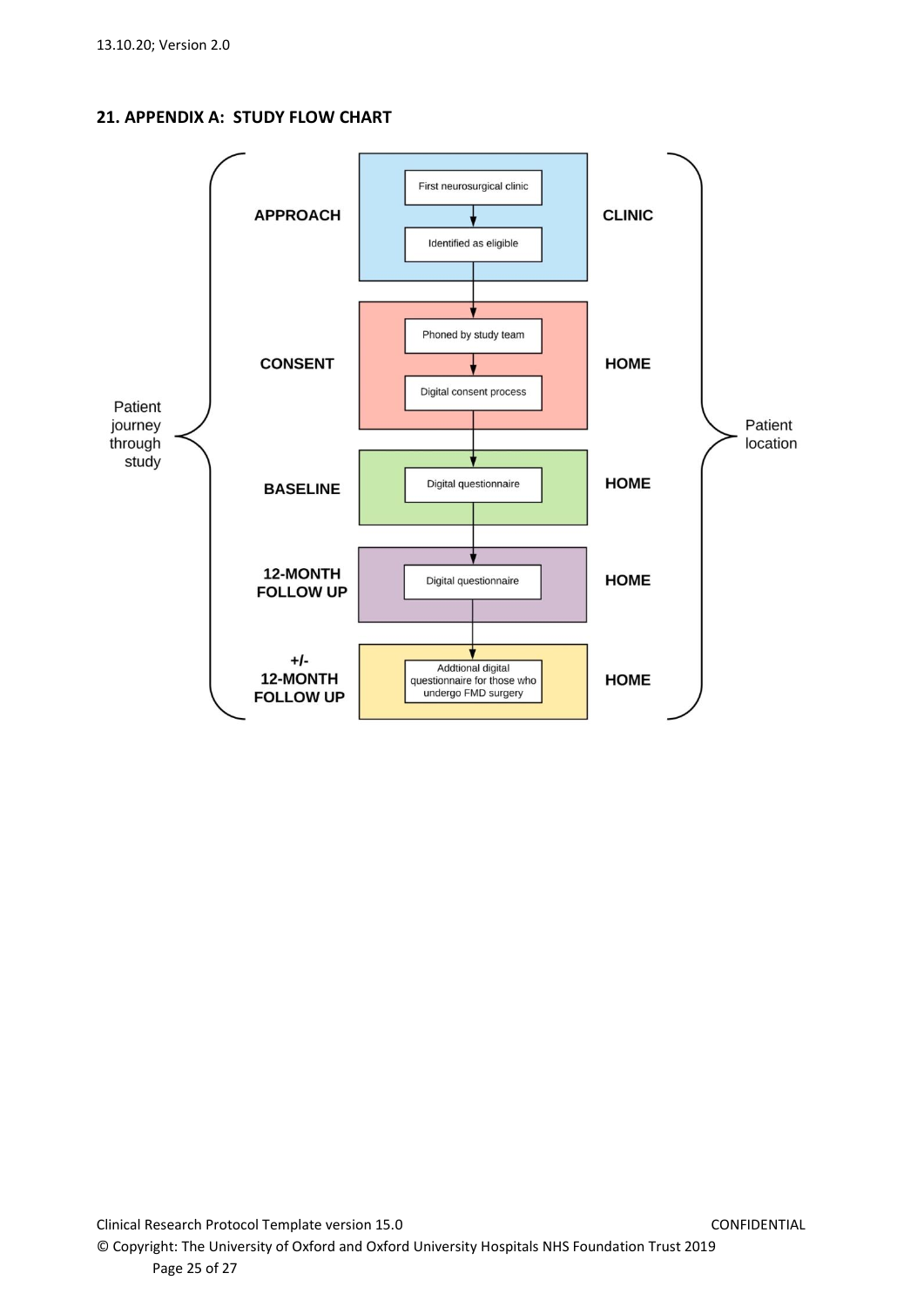## 21. APPENDIX A: STUDY FLOW CHART

Patient journey through study

| Stage | Steps | Patient location |
| --- | --- | --- |
| APPROACH | First neurosurgical clinic → Identified as eligible | CLINIC |
| CONSENT | Phoned by study team → Digital consent process | HOME |
| BASELINE | Digital questionnaire | HOME |
| 12-MONTH FOLLOW UP | Digital questionnaire | HOME |
| +/- 12-MONTH FOLLOW UP | Addtional digital questionnaire for those who undergo FMD surgery | HOME |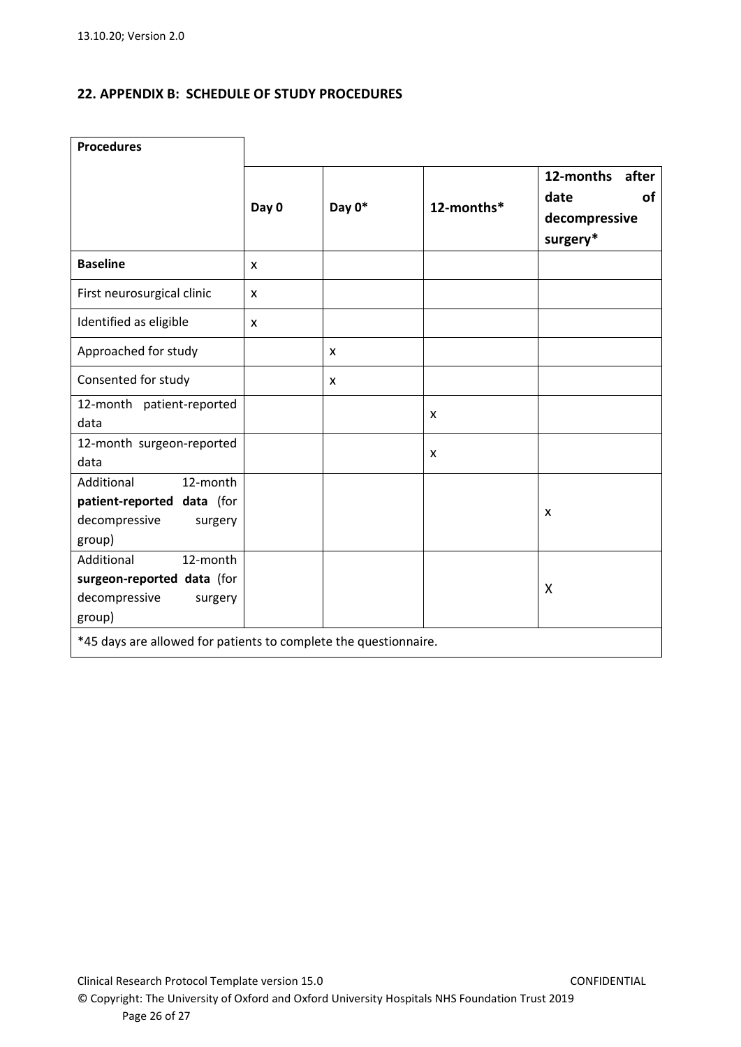## 22. APPENDIX B: SCHEDULE OF STUDY PROCEDURES

| **Procedures** | **Day 0** | **Day 0*** | **12-months*** | **12-months after date of decompressive surgery*** |
|---|---|---|---|---|
| **Baseline** | x | | | |
| First neurosurgical clinic | x | | | |
| Identified as eligible | x | | | |
| Approached for study | | x | | |
| Consented for study | | x | | |
| 12-month patient-reported data | | | x | |
| 12-month surgeon-reported data | | | x | |
| Additional 12-month **patient-reported data** (for decompressive surgery group) | | | | x |
| Additional 12-month **surgeon-reported data** (for decompressive surgery group) | | | | X |

*45 days are allowed for patients to complete the questionnaire.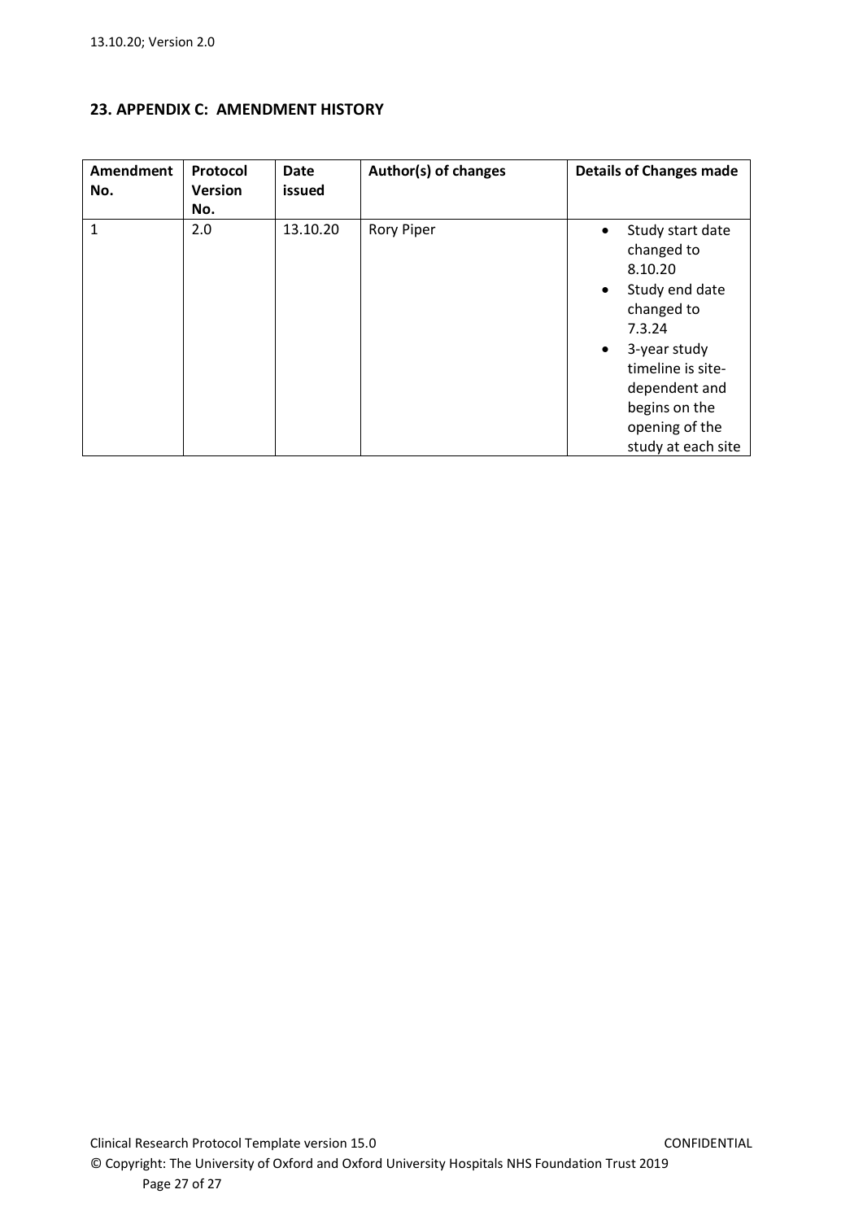## 23. APPENDIX C: AMENDMENT HISTORY

| Amendment No. | Protocol Version No. | Date issued | Author(s) of changes | Details of Changes made |
| --- | --- | --- | --- | --- |
| 1 | 2.0 | 13.10.20 | Rory Piper | • Study start date changed to 8.10.20<br>• Study end date changed to 7.3.24<br>• 3-year study timeline is site-dependent and begins on the opening of the study at each site |